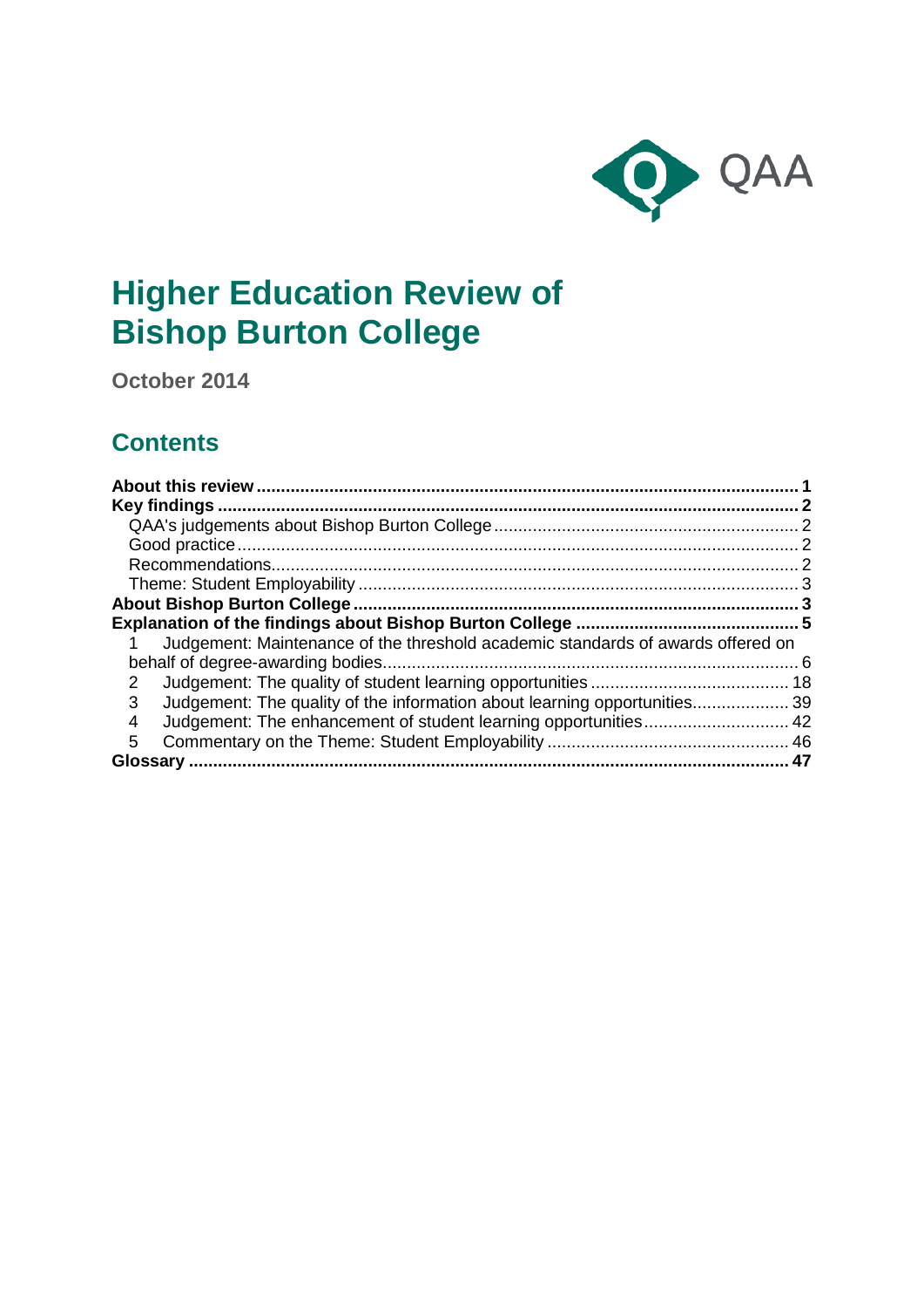QAA

# Higher Education Review of Bishop Burton College

**October 2014**

## Contents

**About this review** .... **1**
**Key findings** .... **2**
- QAA's judgements about Bishop Burton College .... 2
- Good practice .... 2
- Recommendations .... 2
- Theme: Student Employability .... 3

**About Bishop Burton College** .... **3**
**Explanation of the findings about Bishop Burton College** .... **5**
1. Judgement: Maintenance of the threshold academic standards of awards offered on behalf of degree-awarding bodies .... 6
2. Judgement: The quality of student learning opportunities .... 18
3. Judgement: The quality of the information about learning opportunities .... 39
4. Judgement: The enhancement of student learning opportunities .... 42
5. Commentary on the Theme: Student Employability .... 46

**Glossary** .... **47**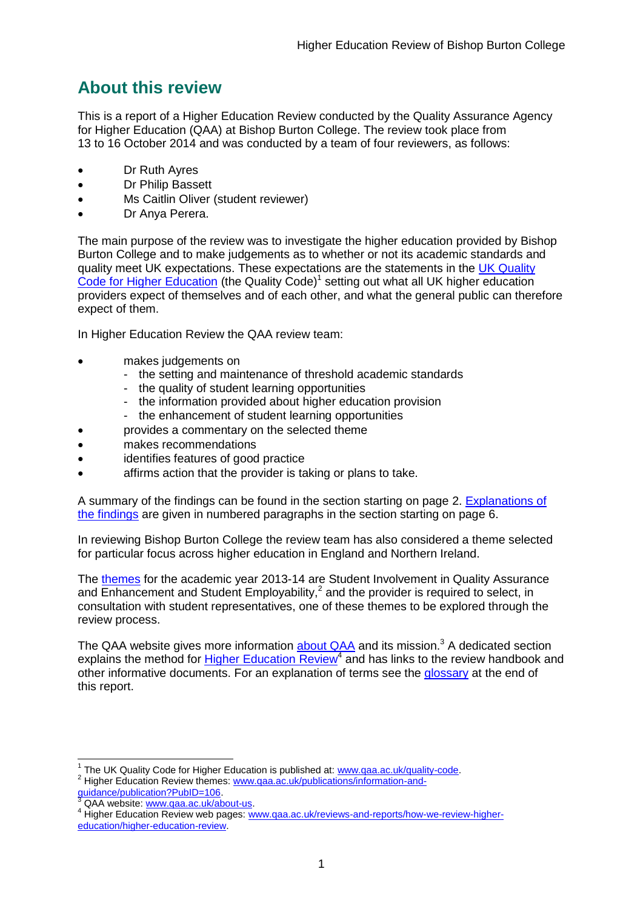## About this review

This is a report of a Higher Education Review conducted by the Quality Assurance Agency for Higher Education (QAA) at Bishop Burton College. The review took place from 13 to 16 October 2014 and was conducted by a team of four reviewers, as follows:

- Dr Ruth Ayres
- Dr Philip Bassett
- Ms Caitlin Oliver (student reviewer)
- Dr Anya Perera.

The main purpose of the review was to investigate the higher education provided by Bishop Burton College and to make judgements as to whether or not its academic standards and quality meet UK expectations. These expectations are the statements in the UK Quality Code for Higher Education (the Quality Code)[1] setting out what all UK higher education providers expect of themselves and of each other, and what the general public can therefore expect of them.

In Higher Education Review the QAA review team:

- makes judgements on
  - the setting and maintenance of threshold academic standards
  - the quality of student learning opportunities
  - the information provided about higher education provision
  - the enhancement of student learning opportunities
- provides a commentary on the selected theme
- makes recommendations
- identifies features of good practice
- affirms action that the provider is taking or plans to take.

A summary of the findings can be found in the section starting on page 2. Explanations of the findings are given in numbered paragraphs in the section starting on page 6.

In reviewing Bishop Burton College the review team has also considered a theme selected for particular focus across higher education in England and Northern Ireland.

The themes for the academic year 2013-14 are Student Involvement in Quality Assurance and Enhancement and Student Employability,[2] and the provider is required to select, in consultation with student representatives, one of these themes to be explored through the review process.

The QAA website gives more information about QAA and its mission.[3] A dedicated section explains the method for Higher Education Review[4] and has links to the review handbook and other informative documents. For an explanation of terms see the glossary at the end of this report.

---

[1] The UK Quality Code for Higher Education is published at: www.qaa.ac.uk/quality-code.

[2] Higher Education Review themes: www.qaa.ac.uk/publications/information-and-guidance/publication?PubID=106.

[3] QAA website: www.qaa.ac.uk/about-us.

[4] Higher Education Review web pages: www.qaa.ac.uk/reviews-and-reports/how-we-review-higher-education/higher-education-review.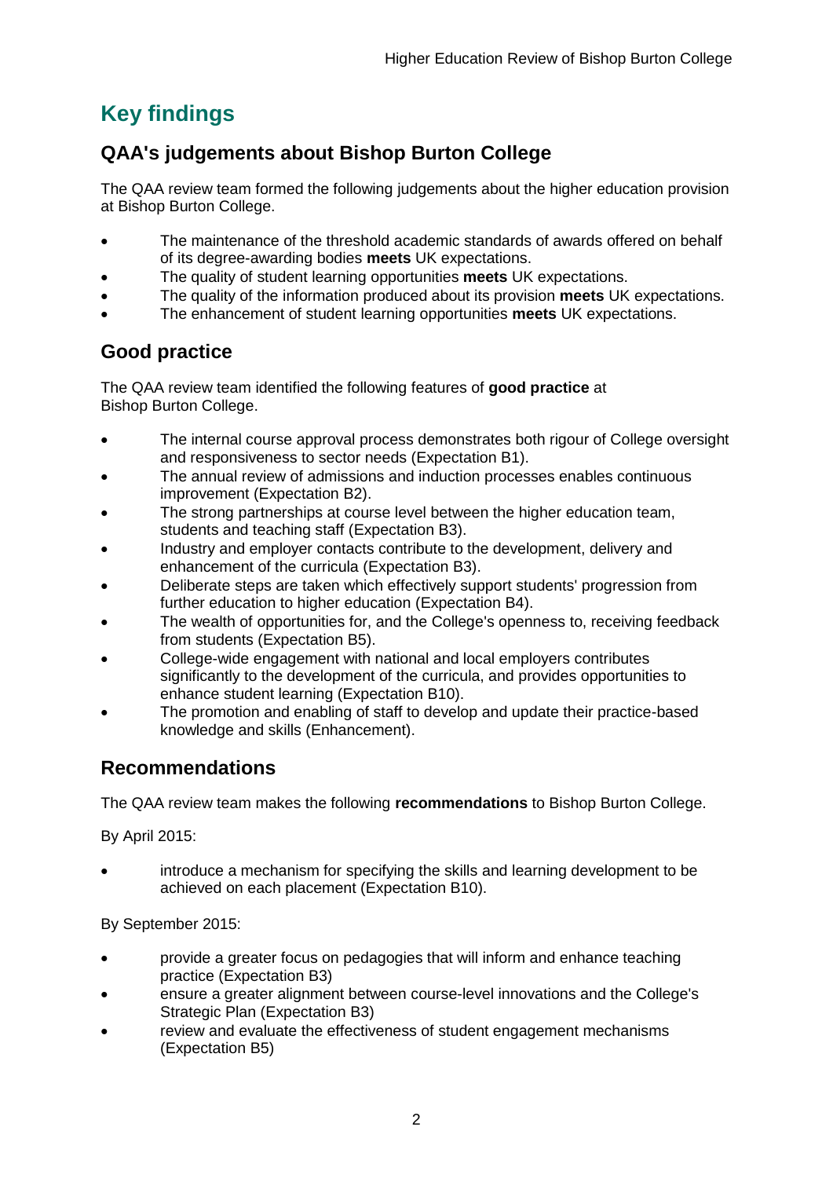# Key findings

## QAA's judgements about Bishop Burton College

The QAA review team formed the following judgements about the higher education provision at Bishop Burton College.

- The maintenance of the threshold academic standards of awards offered on behalf of its degree-awarding bodies **meets** UK expectations.
- The quality of student learning opportunities **meets** UK expectations.
- The quality of the information produced about its provision **meets** UK expectations.
- The enhancement of student learning opportunities **meets** UK expectations.

## Good practice

The QAA review team identified the following features of **good practice** at Bishop Burton College.

- The internal course approval process demonstrates both rigour of College oversight and responsiveness to sector needs (Expectation B1).
- The annual review of admissions and induction processes enables continuous improvement (Expectation B2).
- The strong partnerships at course level between the higher education team, students and teaching staff (Expectation B3).
- Industry and employer contacts contribute to the development, delivery and enhancement of the curricula (Expectation B3).
- Deliberate steps are taken which effectively support students' progression from further education to higher education (Expectation B4).
- The wealth of opportunities for, and the College's openness to, receiving feedback from students (Expectation B5).
- College-wide engagement with national and local employers contributes significantly to the development of the curricula, and provides opportunities to enhance student learning (Expectation B10).
- The promotion and enabling of staff to develop and update their practice-based knowledge and skills (Enhancement).

## Recommendations

The QAA review team makes the following **recommendations** to Bishop Burton College.

By April 2015:

- introduce a mechanism for specifying the skills and learning development to be achieved on each placement (Expectation B10).

By September 2015:

- provide a greater focus on pedagogies that will inform and enhance teaching practice (Expectation B3)
- ensure a greater alignment between course-level innovations and the College's Strategic Plan (Expectation B3)
- review and evaluate the effectiveness of student engagement mechanisms (Expectation B5)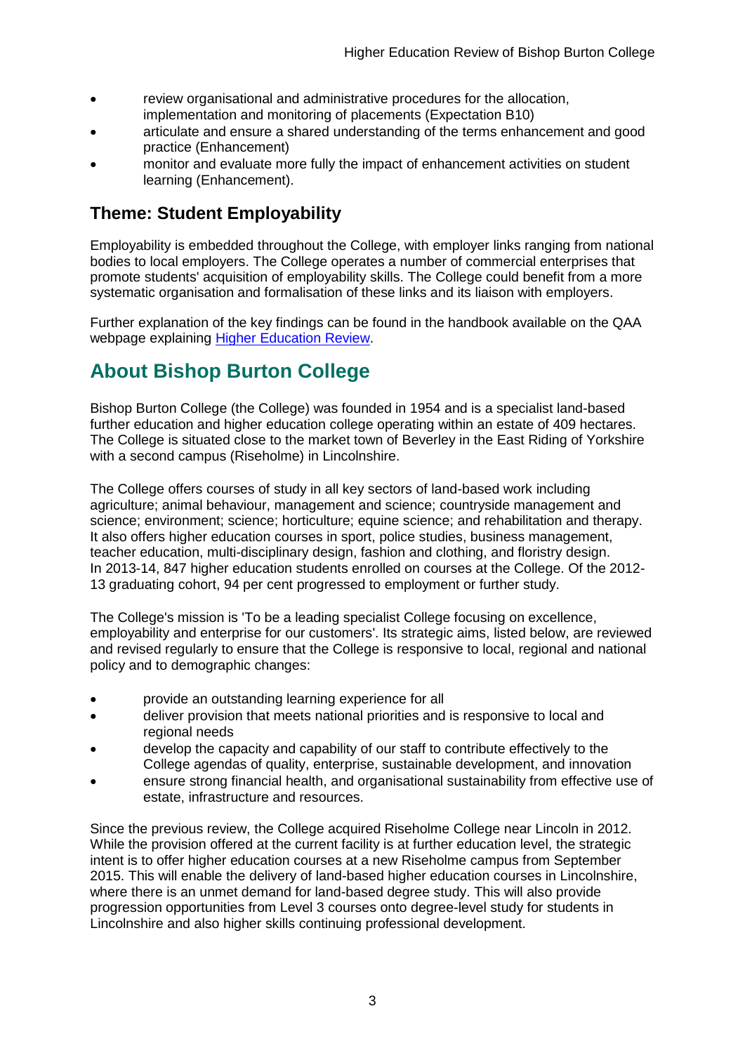- review organisational and administrative procedures for the allocation, implementation and monitoring of placements (Expectation B10)
- articulate and ensure a shared understanding of the terms enhancement and good practice (Enhancement)
- monitor and evaluate more fully the impact of enhancement activities on student learning (Enhancement).

### Theme: Student Employability

Employability is embedded throughout the College, with employer links ranging from national bodies to local employers. The College operates a number of commercial enterprises that promote students' acquisition of employability skills. The College could benefit from a more systematic organisation and formalisation of these links and its liaison with employers.

Further explanation of the key findings can be found in the handbook available on the QAA webpage explaining [Higher Education Review](#).

## About Bishop Burton College

Bishop Burton College (the College) was founded in 1954 and is a specialist land-based further education and higher education college operating within an estate of 409 hectares. The College is situated close to the market town of Beverley in the East Riding of Yorkshire with a second campus (Riseholme) in Lincolnshire.

The College offers courses of study in all key sectors of land-based work including agriculture; animal behaviour, management and science; countryside management and science; environment; science; horticulture; equine science; and rehabilitation and therapy. It also offers higher education courses in sport, police studies, business management, teacher education, multi-disciplinary design, fashion and clothing, and floristry design. In 2013-14, 847 higher education students enrolled on courses at the College. Of the 2012-13 graduating cohort, 94 per cent progressed to employment or further study.

The College's mission is 'To be a leading specialist College focusing on excellence, employability and enterprise for our customers'. Its strategic aims, listed below, are reviewed and revised regularly to ensure that the College is responsive to local, regional and national policy and to demographic changes:

- provide an outstanding learning experience for all
- deliver provision that meets national priorities and is responsive to local and regional needs
- develop the capacity and capability of our staff to contribute effectively to the College agendas of quality, enterprise, sustainable development, and innovation
- ensure strong financial health, and organisational sustainability from effective use of estate, infrastructure and resources.

Since the previous review, the College acquired Riseholme College near Lincoln in 2012. While the provision offered at the current facility is at further education level, the strategic intent is to offer higher education courses at a new Riseholme campus from September 2015. This will enable the delivery of land-based higher education courses in Lincolnshire, where there is an unmet demand for land-based degree study. This will also provide progression opportunities from Level 3 courses onto degree-level study for students in Lincolnshire and also higher skills continuing professional development.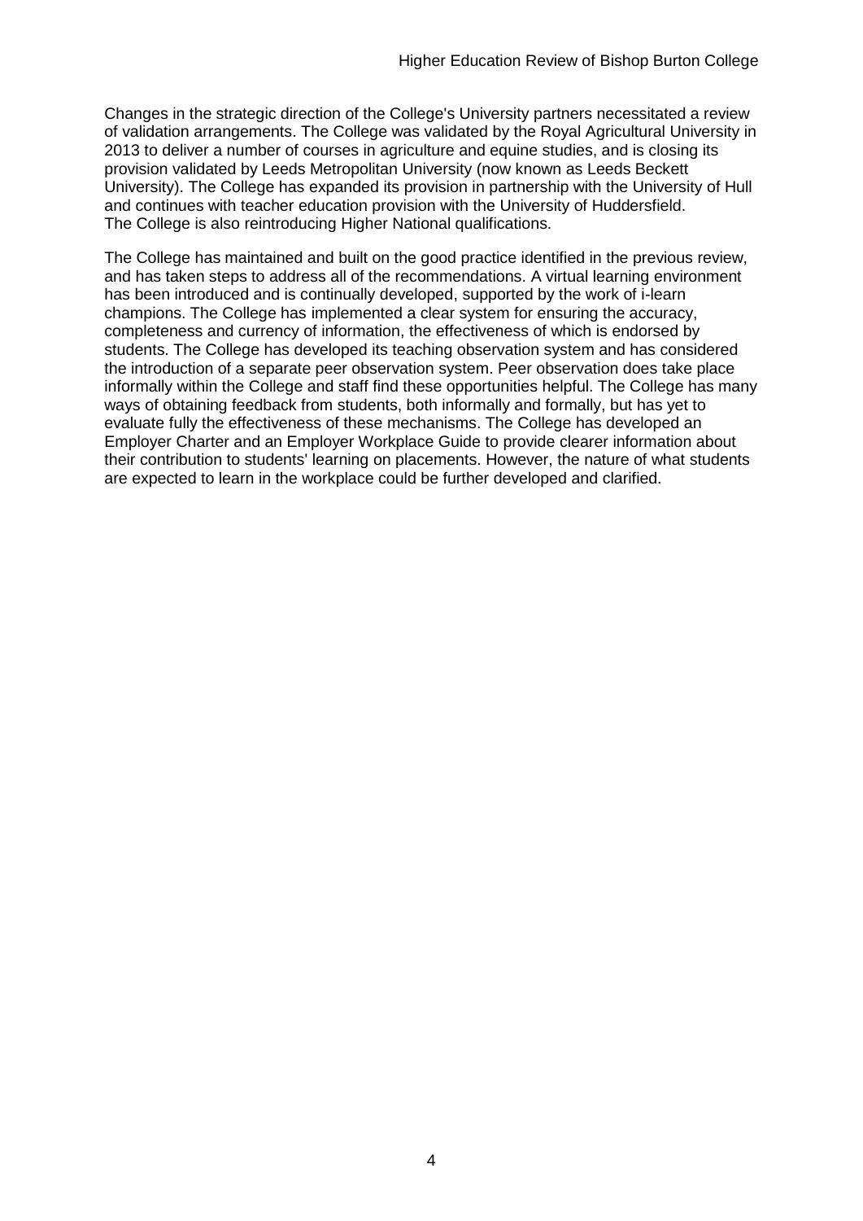Changes in the strategic direction of the College's University partners necessitated a review of validation arrangements. The College was validated by the Royal Agricultural University in 2013 to deliver a number of courses in agriculture and equine studies, and is closing its provision validated by Leeds Metropolitan University (now known as Leeds Beckett University). The College has expanded its provision in partnership with the University of Hull and continues with teacher education provision with the University of Huddersfield. The College is also reintroducing Higher National qualifications.

The College has maintained and built on the good practice identified in the previous review, and has taken steps to address all of the recommendations. A virtual learning environment has been introduced and is continually developed, supported by the work of i-learn champions. The College has implemented a clear system for ensuring the accuracy, completeness and currency of information, the effectiveness of which is endorsed by students. The College has developed its teaching observation system and has considered the introduction of a separate peer observation system. Peer observation does take place informally within the College and staff find these opportunities helpful. The College has many ways of obtaining feedback from students, both informally and formally, but has yet to evaluate fully the effectiveness of these mechanisms. The College has developed an Employer Charter and an Employer Workplace Guide to provide clearer information about their contribution to students' learning on placements. However, the nature of what students are expected to learn in the workplace could be further developed and clarified.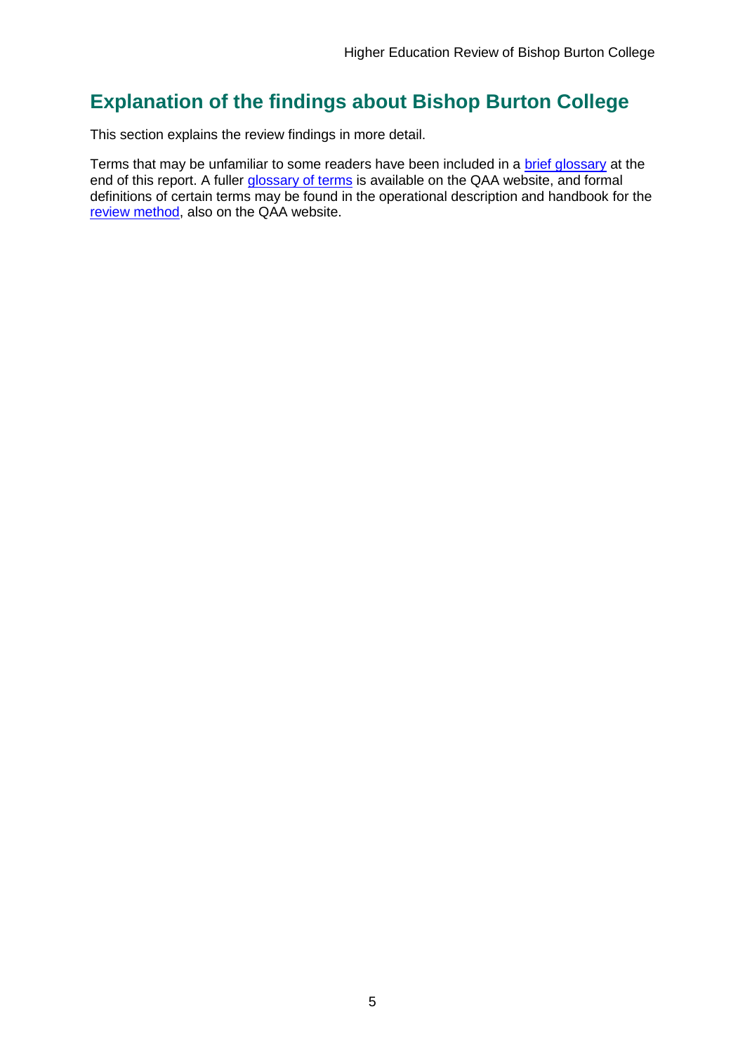## Explanation of the findings about Bishop Burton College

This section explains the review findings in more detail.

Terms that may be unfamiliar to some readers have been included in a brief glossary at the end of this report. A fuller glossary of terms is available on the QAA website, and formal definitions of certain terms may be found in the operational description and handbook for the review method, also on the QAA website.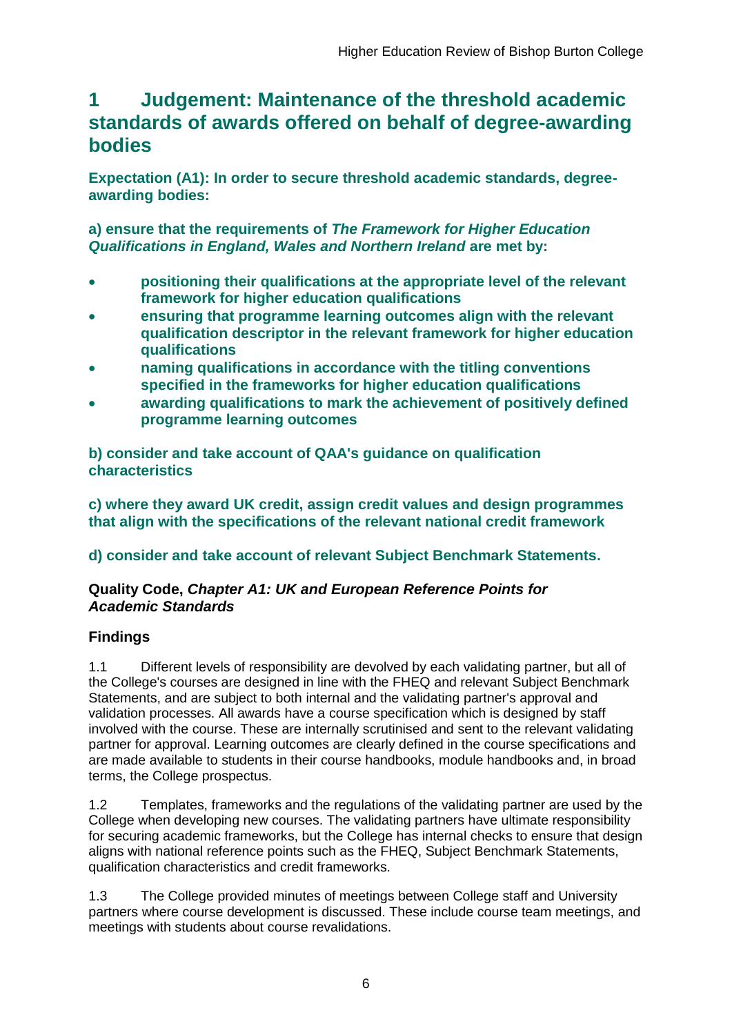# 1 Judgement: Maintenance of the threshold academic standards of awards offered on behalf of degree-awarding bodies

**Expectation (A1): In order to secure threshold academic standards, degree-awarding bodies:**

**a) ensure that the requirements of *The Framework for Higher Education Qualifications in England, Wales and Northern Ireland* are met by:**

- **positioning their qualifications at the appropriate level of the relevant framework for higher education qualifications**
- **ensuring that programme learning outcomes align with the relevant qualification descriptor in the relevant framework for higher education qualifications**
- **naming qualifications in accordance with the titling conventions specified in the frameworks for higher education qualifications**
- **awarding qualifications to mark the achievement of positively defined programme learning outcomes**

**b) consider and take account of QAA's guidance on qualification characteristics**

**c) where they award UK credit, assign credit values and design programmes that align with the specifications of the relevant national credit framework**

**d) consider and take account of relevant Subject Benchmark Statements.**

**Quality Code, *Chapter A1: UK and European Reference Points for Academic Standards***

### Findings

1.1 Different levels of responsibility are devolved by each validating partner, but all of the College's courses are designed in line with the FHEQ and relevant Subject Benchmark Statements, and are subject to both internal and the validating partner's approval and validation processes. All awards have a course specification which is designed by staff involved with the course. These are internally scrutinised and sent to the relevant validating partner for approval. Learning outcomes are clearly defined in the course specifications and are made available to students in their course handbooks, module handbooks and, in broad terms, the College prospectus.

1.2 Templates, frameworks and the regulations of the validating partner are used by the College when developing new courses. The validating partners have ultimate responsibility for securing academic frameworks, but the College has internal checks to ensure that design aligns with national reference points such as the FHEQ, Subject Benchmark Statements, qualification characteristics and credit frameworks.

1.3 The College provided minutes of meetings between College staff and University partners where course development is discussed. These include course team meetings, and meetings with students about course revalidations.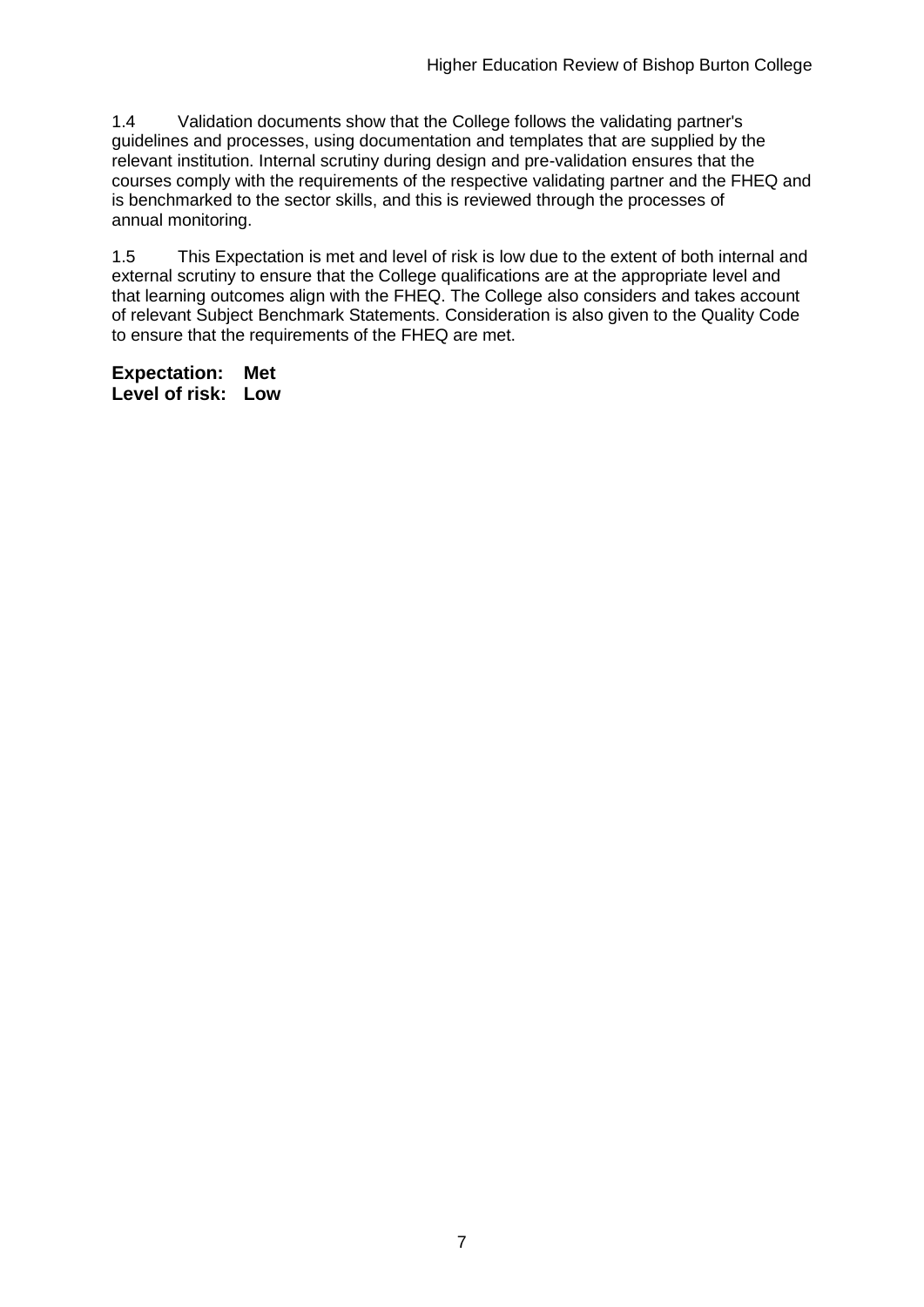1.4 Validation documents show that the College follows the validating partner's guidelines and processes, using documentation and templates that are supplied by the relevant institution. Internal scrutiny during design and pre-validation ensures that the courses comply with the requirements of the respective validating partner and the FHEQ and is benchmarked to the sector skills, and this is reviewed through the processes of annual monitoring.

1.5 This Expectation is met and level of risk is low due to the extent of both internal and external scrutiny to ensure that the College qualifications are at the appropriate level and that learning outcomes align with the FHEQ. The College also considers and takes account of relevant Subject Benchmark Statements. Consideration is also given to the Quality Code to ensure that the requirements of the FHEQ are met.

**Expectation: Met**
**Level of risk: Low**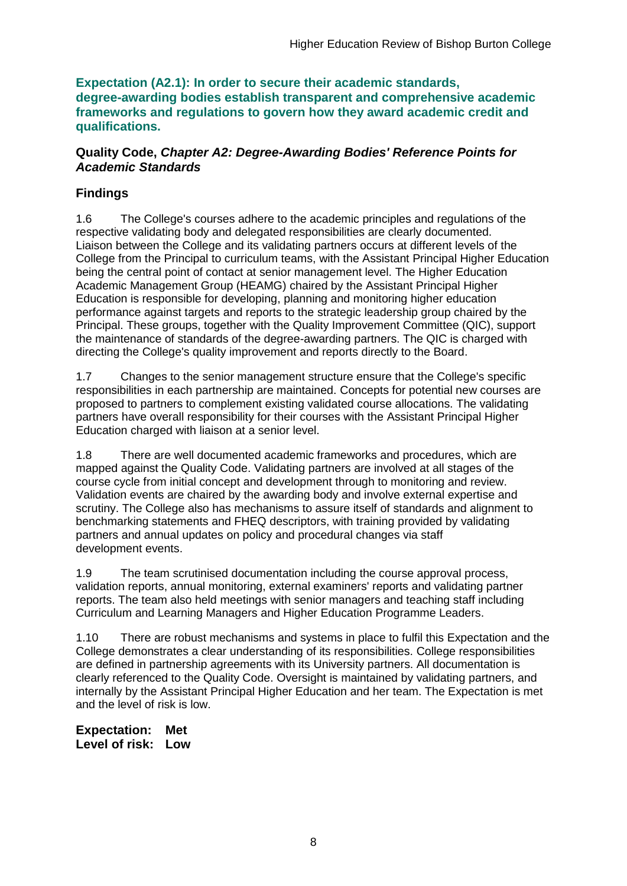**Expectation (A2.1): In order to secure their academic standards, degree-awarding bodies establish transparent and comprehensive academic frameworks and regulations to govern how they award academic credit and qualifications.**

**Quality Code, *Chapter A2: Degree-Awarding Bodies' Reference Points for Academic Standards***

## Findings

1.6 The College's courses adhere to the academic principles and regulations of the respective validating body and delegated responsibilities are clearly documented. Liaison between the College and its validating partners occurs at different levels of the College from the Principal to curriculum teams, with the Assistant Principal Higher Education being the central point of contact at senior management level. The Higher Education Academic Management Group (HEAMG) chaired by the Assistant Principal Higher Education is responsible for developing, planning and monitoring higher education performance against targets and reports to the strategic leadership group chaired by the Principal. These groups, together with the Quality Improvement Committee (QIC), support the maintenance of standards of the degree-awarding partners. The QIC is charged with directing the College's quality improvement and reports directly to the Board.

1.7 Changes to the senior management structure ensure that the College's specific responsibilities in each partnership are maintained. Concepts for potential new courses are proposed to partners to complement existing validated course allocations. The validating partners have overall responsibility for their courses with the Assistant Principal Higher Education charged with liaison at a senior level.

1.8 There are well documented academic frameworks and procedures, which are mapped against the Quality Code. Validating partners are involved at all stages of the course cycle from initial concept and development through to monitoring and review. Validation events are chaired by the awarding body and involve external expertise and scrutiny. The College also has mechanisms to assure itself of standards and alignment to benchmarking statements and FHEQ descriptors, with training provided by validating partners and annual updates on policy and procedural changes via staff development events.

1.9 The team scrutinised documentation including the course approval process, validation reports, annual monitoring, external examiners' reports and validating partner reports. The team also held meetings with senior managers and teaching staff including Curriculum and Learning Managers and Higher Education Programme Leaders.

1.10 There are robust mechanisms and systems in place to fulfil this Expectation and the College demonstrates a clear understanding of its responsibilities. College responsibilities are defined in partnership agreements with its University partners. All documentation is clearly referenced to the Quality Code. Oversight is maintained by validating partners, and internally by the Assistant Principal Higher Education and her team. The Expectation is met and the level of risk is low.

**Expectation: Met**
**Level of risk: Low**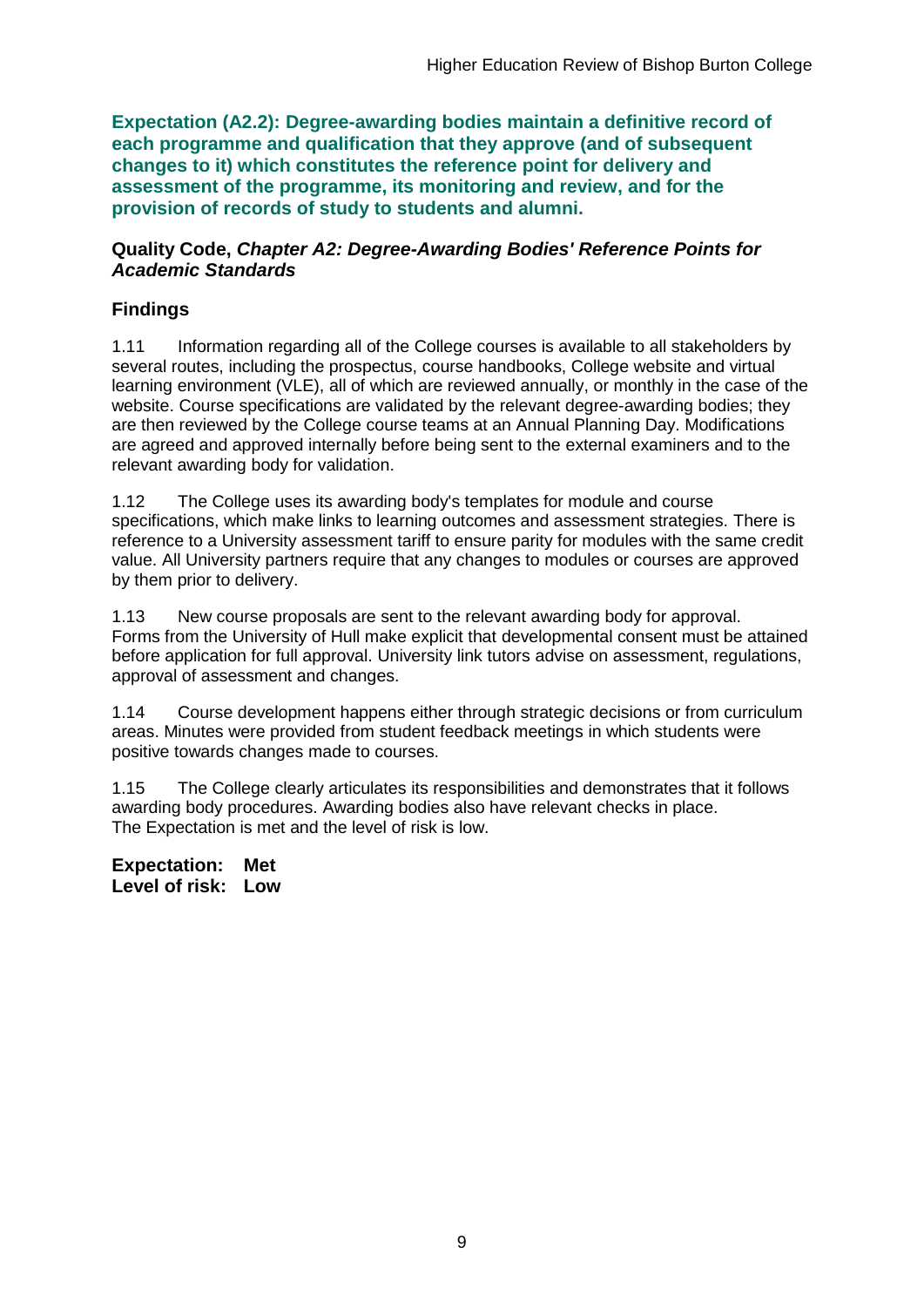**Expectation (A2.2): Degree-awarding bodies maintain a definitive record of each programme and qualification that they approve (and of subsequent changes to it) which constitutes the reference point for delivery and assessment of the programme, its monitoring and review, and for the provision of records of study to students and alumni.**

**Quality Code, *Chapter A2: Degree-Awarding Bodies' Reference Points for Academic Standards***

## Findings

1.11 Information regarding all of the College courses is available to all stakeholders by several routes, including the prospectus, course handbooks, College website and virtual learning environment (VLE), all of which are reviewed annually, or monthly in the case of the website. Course specifications are validated by the relevant degree-awarding bodies; they are then reviewed by the College course teams at an Annual Planning Day. Modifications are agreed and approved internally before being sent to the external examiners and to the relevant awarding body for validation.

1.12 The College uses its awarding body's templates for module and course specifications, which make links to learning outcomes and assessment strategies. There is reference to a University assessment tariff to ensure parity for modules with the same credit value. All University partners require that any changes to modules or courses are approved by them prior to delivery.

1.13 New course proposals are sent to the relevant awarding body for approval. Forms from the University of Hull make explicit that developmental consent must be attained before application for full approval. University link tutors advise on assessment, regulations, approval of assessment and changes.

1.14 Course development happens either through strategic decisions or from curriculum areas. Minutes were provided from student feedback meetings in which students were positive towards changes made to courses.

1.15 The College clearly articulates its responsibilities and demonstrates that it follows awarding body procedures. Awarding bodies also have relevant checks in place. The Expectation is met and the level of risk is low.

**Expectation: Met**
**Level of risk: Low**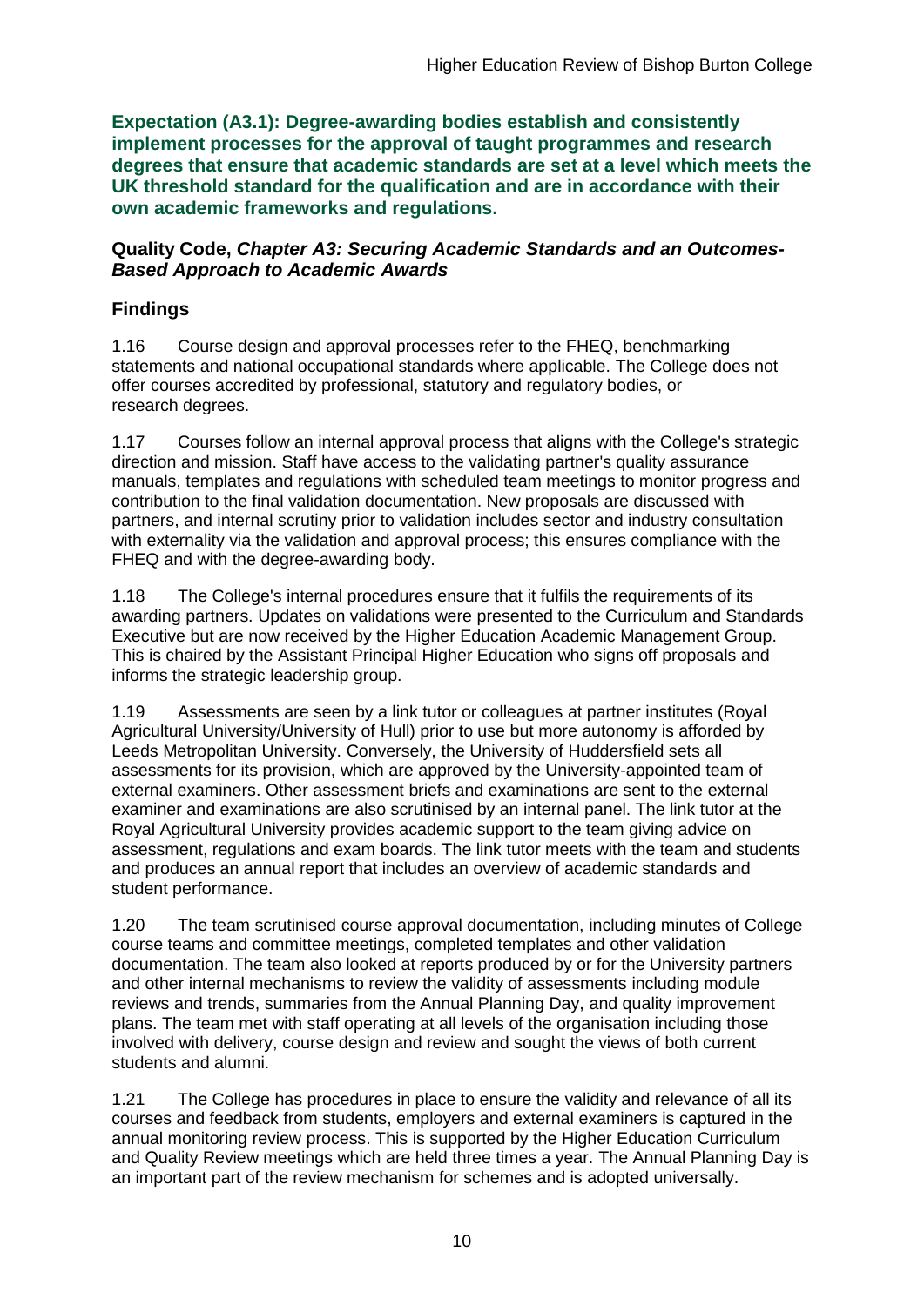**Expectation (A3.1): Degree-awarding bodies establish and consistently implement processes for the approval of taught programmes and research degrees that ensure that academic standards are set at a level which meets the UK threshold standard for the qualification and are in accordance with their own academic frameworks and regulations.**

**Quality Code, *Chapter A3: Securing Academic Standards and an Outcomes-Based Approach to Academic Awards***

## Findings

1.16 Course design and approval processes refer to the FHEQ, benchmarking statements and national occupational standards where applicable. The College does not offer courses accredited by professional, statutory and regulatory bodies, or research degrees.

1.17 Courses follow an internal approval process that aligns with the College's strategic direction and mission. Staff have access to the validating partner's quality assurance manuals, templates and regulations with scheduled team meetings to monitor progress and contribution to the final validation documentation. New proposals are discussed with partners, and internal scrutiny prior to validation includes sector and industry consultation with externality via the validation and approval process; this ensures compliance with the FHEQ and with the degree-awarding body.

1.18 The College's internal procedures ensure that it fulfils the requirements of its awarding partners. Updates on validations were presented to the Curriculum and Standards Executive but are now received by the Higher Education Academic Management Group. This is chaired by the Assistant Principal Higher Education who signs off proposals and informs the strategic leadership group.

1.19 Assessments are seen by a link tutor or colleagues at partner institutes (Royal Agricultural University/University of Hull) prior to use but more autonomy is afforded by Leeds Metropolitan University. Conversely, the University of Huddersfield sets all assessments for its provision, which are approved by the University-appointed team of external examiners. Other assessment briefs and examinations are sent to the external examiner and examinations are also scrutinised by an internal panel. The link tutor at the Royal Agricultural University provides academic support to the team giving advice on assessment, regulations and exam boards. The link tutor meets with the team and students and produces an annual report that includes an overview of academic standards and student performance.

1.20 The team scrutinised course approval documentation, including minutes of College course teams and committee meetings, completed templates and other validation documentation. The team also looked at reports produced by or for the University partners and other internal mechanisms to review the validity of assessments including module reviews and trends, summaries from the Annual Planning Day, and quality improvement plans. The team met with staff operating at all levels of the organisation including those involved with delivery, course design and review and sought the views of both current students and alumni.

1.21 The College has procedures in place to ensure the validity and relevance of all its courses and feedback from students, employers and external examiners is captured in the annual monitoring review process. This is supported by the Higher Education Curriculum and Quality Review meetings which are held three times a year. The Annual Planning Day is an important part of the review mechanism for schemes and is adopted universally.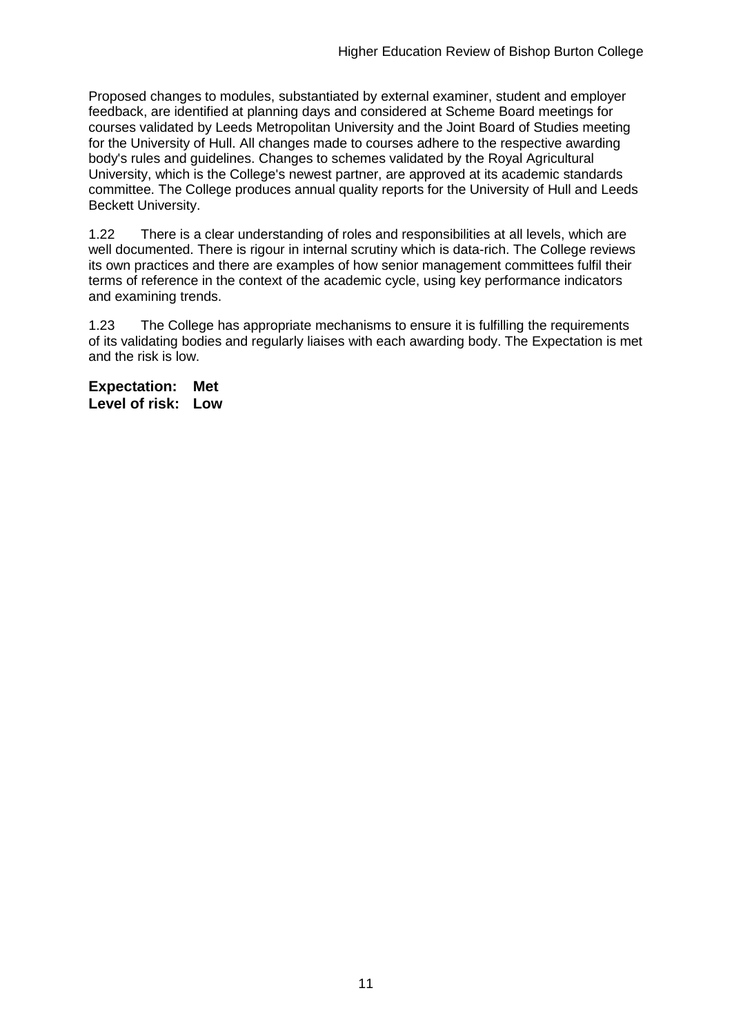Proposed changes to modules, substantiated by external examiner, student and employer feedback, are identified at planning days and considered at Scheme Board meetings for courses validated by Leeds Metropolitan University and the Joint Board of Studies meeting for the University of Hull. All changes made to courses adhere to the respective awarding body's rules and guidelines. Changes to schemes validated by the Royal Agricultural University, which is the College's newest partner, are approved at its academic standards committee. The College produces annual quality reports for the University of Hull and Leeds Beckett University.

1.22 There is a clear understanding of roles and responsibilities at all levels, which are well documented. There is rigour in internal scrutiny which is data-rich. The College reviews its own practices and there are examples of how senior management committees fulfil their terms of reference in the context of the academic cycle, using key performance indicators and examining trends.

1.23 The College has appropriate mechanisms to ensure it is fulfilling the requirements of its validating bodies and regularly liaises with each awarding body. The Expectation is met and the risk is low.

**Expectation: Met**
**Level of risk: Low**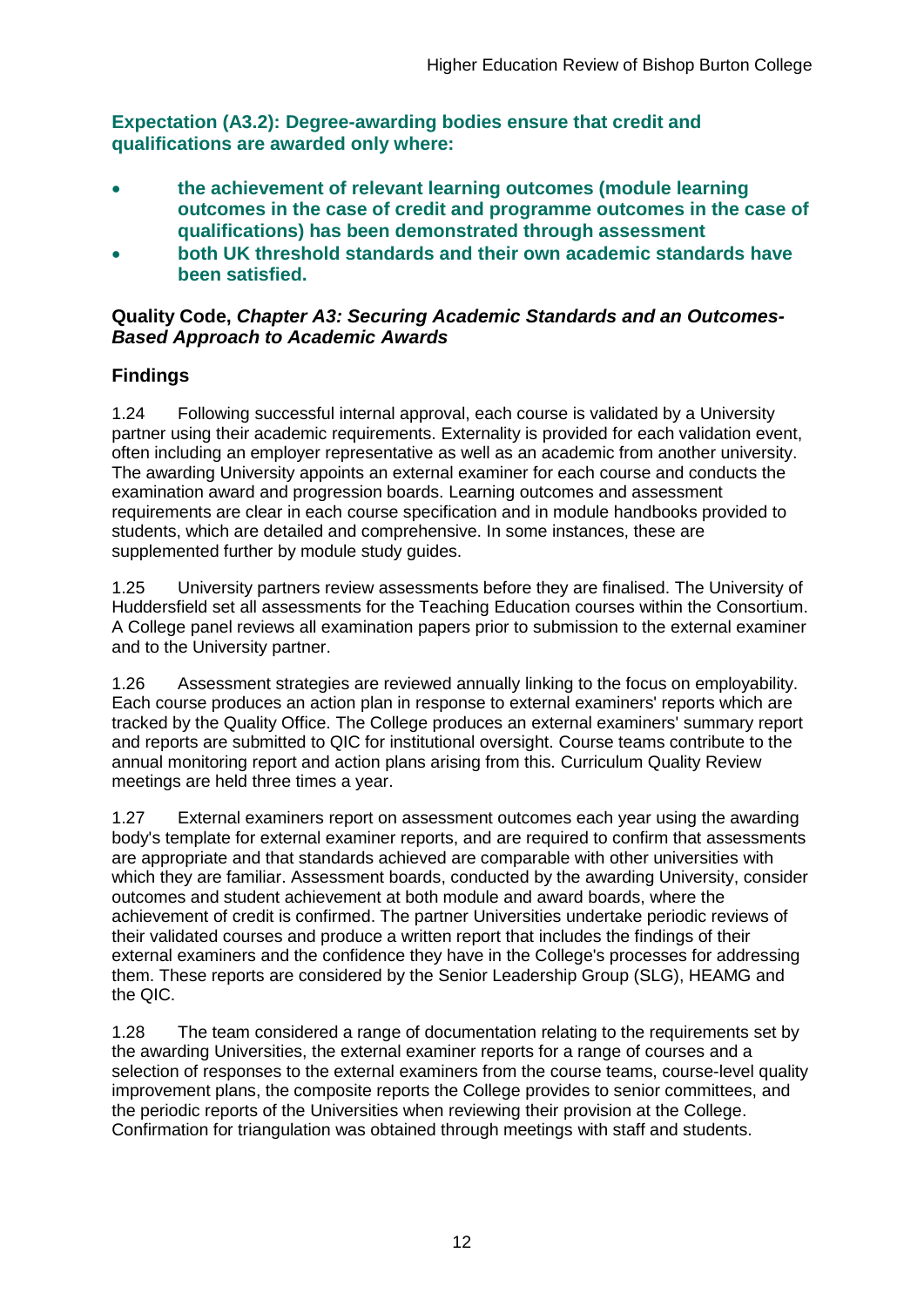**Expectation (A3.2): Degree-awarding bodies ensure that credit and qualifications are awarded only where:**

- **the achievement of relevant learning outcomes (module learning outcomes in the case of credit and programme outcomes in the case of qualifications) has been demonstrated through assessment**
- **both UK threshold standards and their own academic standards have been satisfied.**

**Quality Code, *Chapter A3: Securing Academic Standards and an Outcomes-Based Approach to Academic Awards***

### Findings

1.24 Following successful internal approval, each course is validated by a University partner using their academic requirements. Externality is provided for each validation event, often including an employer representative as well as an academic from another university. The awarding University appoints an external examiner for each course and conducts the examination award and progression boards. Learning outcomes and assessment requirements are clear in each course specification and in module handbooks provided to students, which are detailed and comprehensive. In some instances, these are supplemented further by module study guides.

1.25 University partners review assessments before they are finalised. The University of Huddersfield set all assessments for the Teaching Education courses within the Consortium. A College panel reviews all examination papers prior to submission to the external examiner and to the University partner.

1.26 Assessment strategies are reviewed annually linking to the focus on employability. Each course produces an action plan in response to external examiners' reports which are tracked by the Quality Office. The College produces an external examiners' summary report and reports are submitted to QIC for institutional oversight. Course teams contribute to the annual monitoring report and action plans arising from this. Curriculum Quality Review meetings are held three times a year.

1.27 External examiners report on assessment outcomes each year using the awarding body's template for external examiner reports, and are required to confirm that assessments are appropriate and that standards achieved are comparable with other universities with which they are familiar. Assessment boards, conducted by the awarding University, consider outcomes and student achievement at both module and award boards, where the achievement of credit is confirmed. The partner Universities undertake periodic reviews of their validated courses and produce a written report that includes the findings of their external examiners and the confidence they have in the College's processes for addressing them. These reports are considered by the Senior Leadership Group (SLG), HEAMG and the QIC.

1.28 The team considered a range of documentation relating to the requirements set by the awarding Universities, the external examiner reports for a range of courses and a selection of responses to the external examiners from the course teams, course-level quality improvement plans, the composite reports the College provides to senior committees, and the periodic reports of the Universities when reviewing their provision at the College. Confirmation for triangulation was obtained through meetings with staff and students.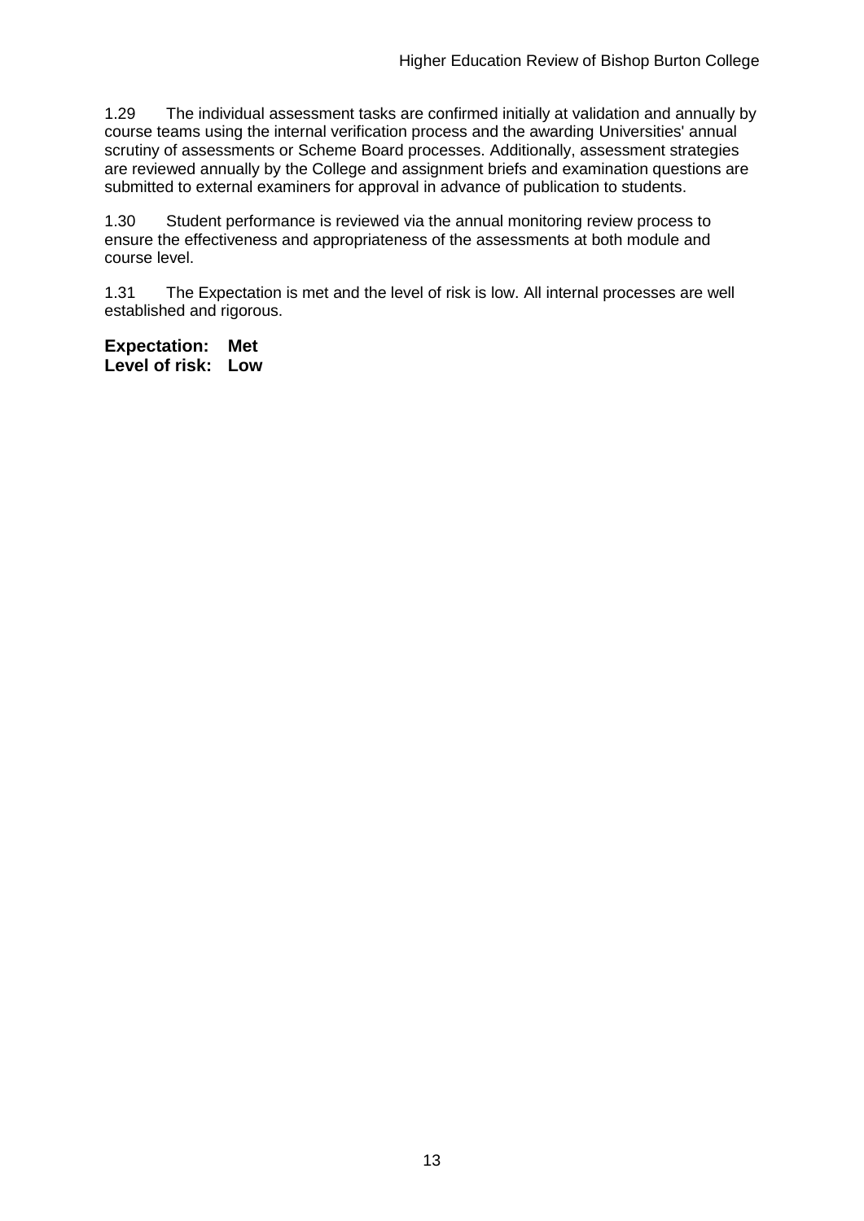1.29 The individual assessment tasks are confirmed initially at validation and annually by course teams using the internal verification process and the awarding Universities' annual scrutiny of assessments or Scheme Board processes. Additionally, assessment strategies are reviewed annually by the College and assignment briefs and examination questions are submitted to external examiners for approval in advance of publication to students.

1.30 Student performance is reviewed via the annual monitoring review process to ensure the effectiveness and appropriateness of the assessments at both module and course level.

1.31 The Expectation is met and the level of risk is low. All internal processes are well established and rigorous.

**Expectation: Met**
**Level of risk: Low**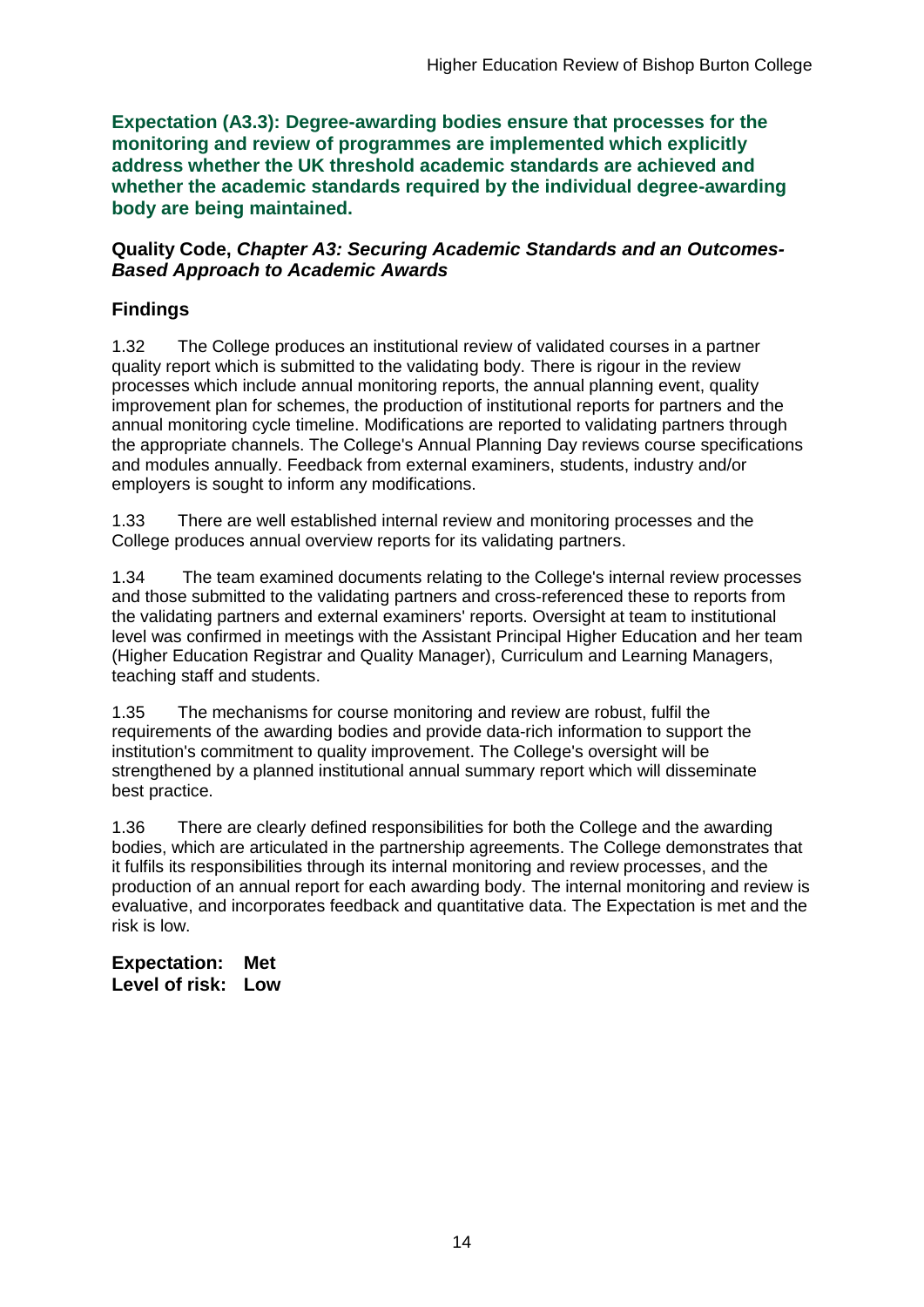**Expectation (A3.3): Degree-awarding bodies ensure that processes for the monitoring and review of programmes are implemented which explicitly address whether the UK threshold academic standards are achieved and whether the academic standards required by the individual degree-awarding body are being maintained.**

### Quality Code, *Chapter A3: Securing Academic Standards and an Outcomes-Based Approach to Academic Awards*

### Findings

1.32 The College produces an institutional review of validated courses in a partner quality report which is submitted to the validating body. There is rigour in the review processes which include annual monitoring reports, the annual planning event, quality improvement plan for schemes, the production of institutional reports for partners and the annual monitoring cycle timeline. Modifications are reported to validating partners through the appropriate channels. The College's Annual Planning Day reviews course specifications and modules annually. Feedback from external examiners, students, industry and/or employers is sought to inform any modifications.

1.33 There are well established internal review and monitoring processes and the College produces annual overview reports for its validating partners.

1.34 The team examined documents relating to the College's internal review processes and those submitted to the validating partners and cross-referenced these to reports from the validating partners and external examiners' reports. Oversight at team to institutional level was confirmed in meetings with the Assistant Principal Higher Education and her team (Higher Education Registrar and Quality Manager), Curriculum and Learning Managers, teaching staff and students.

1.35 The mechanisms for course monitoring and review are robust, fulfil the requirements of the awarding bodies and provide data-rich information to support the institution's commitment to quality improvement. The College's oversight will be strengthened by a planned institutional annual summary report which will disseminate best practice.

1.36 There are clearly defined responsibilities for both the College and the awarding bodies, which are articulated in the partnership agreements. The College demonstrates that it fulfils its responsibilities through its internal monitoring and review processes, and the production of an annual report for each awarding body. The internal monitoring and review is evaluative, and incorporates feedback and quantitative data. The Expectation is met and the risk is low.

**Expectation: Met**
**Level of risk: Low**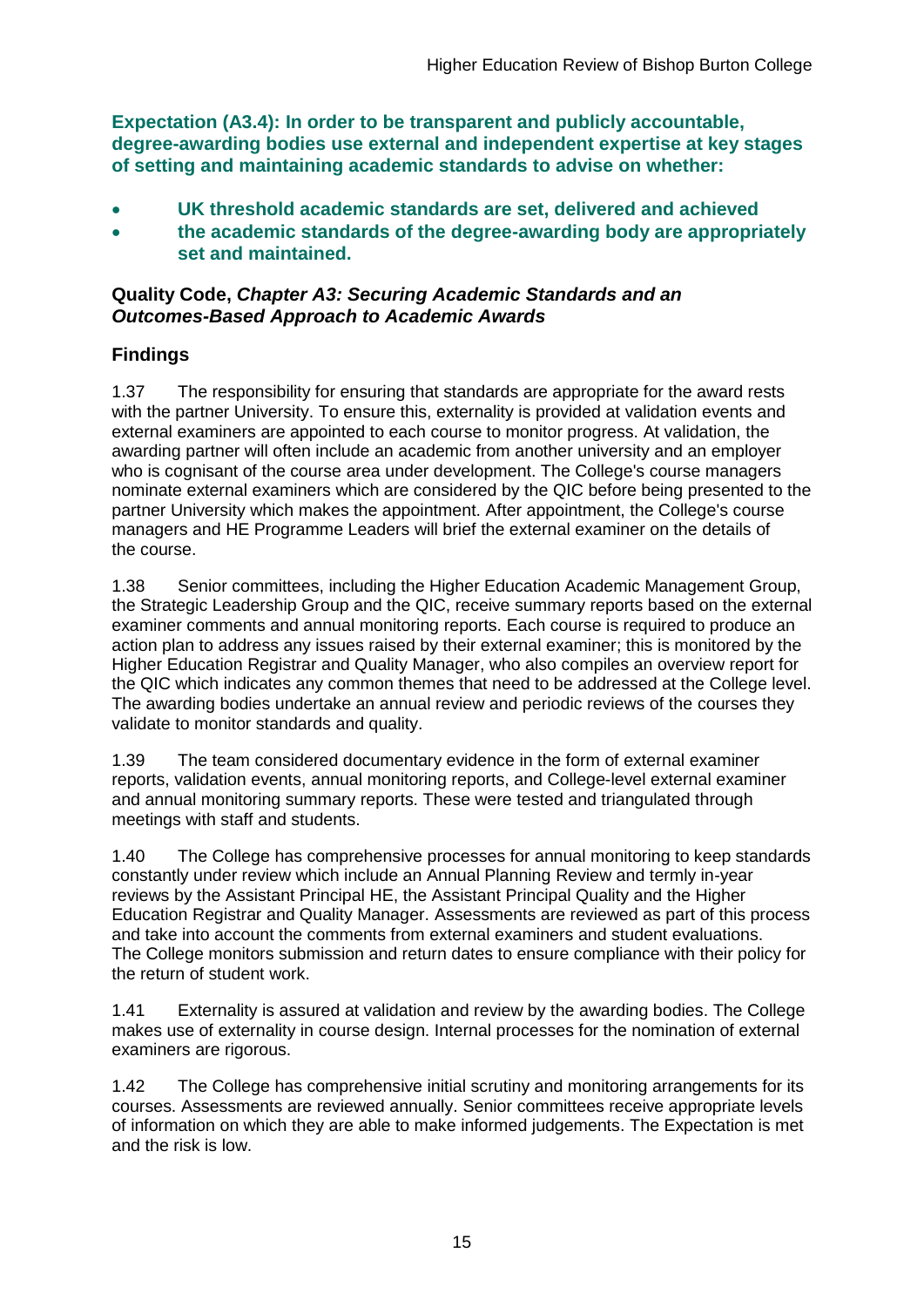**Expectation (A3.4): In order to be transparent and publicly accountable, degree-awarding bodies use external and independent expertise at key stages of setting and maintaining academic standards to advise on whether:**

- **UK threshold academic standards are set, delivered and achieved**
- **the academic standards of the degree-awarding body are appropriately set and maintained.**

**Quality Code, *Chapter A3: Securing Academic Standards and an Outcomes-Based Approach to Academic Awards***

## Findings

1.37 The responsibility for ensuring that standards are appropriate for the award rests with the partner University. To ensure this, externality is provided at validation events and external examiners are appointed to each course to monitor progress. At validation, the awarding partner will often include an academic from another university and an employer who is cognisant of the course area under development. The College's course managers nominate external examiners which are considered by the QIC before being presented to the partner University which makes the appointment. After appointment, the College's course managers and HE Programme Leaders will brief the external examiner on the details of the course.

1.38 Senior committees, including the Higher Education Academic Management Group, the Strategic Leadership Group and the QIC, receive summary reports based on the external examiner comments and annual monitoring reports. Each course is required to produce an action plan to address any issues raised by their external examiner; this is monitored by the Higher Education Registrar and Quality Manager, who also compiles an overview report for the QIC which indicates any common themes that need to be addressed at the College level. The awarding bodies undertake an annual review and periodic reviews of the courses they validate to monitor standards and quality.

1.39 The team considered documentary evidence in the form of external examiner reports, validation events, annual monitoring reports, and College-level external examiner and annual monitoring summary reports. These were tested and triangulated through meetings with staff and students.

1.40 The College has comprehensive processes for annual monitoring to keep standards constantly under review which include an Annual Planning Review and termly in-year reviews by the Assistant Principal HE, the Assistant Principal Quality and the Higher Education Registrar and Quality Manager. Assessments are reviewed as part of this process and take into account the comments from external examiners and student evaluations. The College monitors submission and return dates to ensure compliance with their policy for the return of student work.

1.41 Externality is assured at validation and review by the awarding bodies. The College makes use of externality in course design. Internal processes for the nomination of external examiners are rigorous.

1.42 The College has comprehensive initial scrutiny and monitoring arrangements for its courses. Assessments are reviewed annually. Senior committees receive appropriate levels of information on which they are able to make informed judgements. The Expectation is met and the risk is low.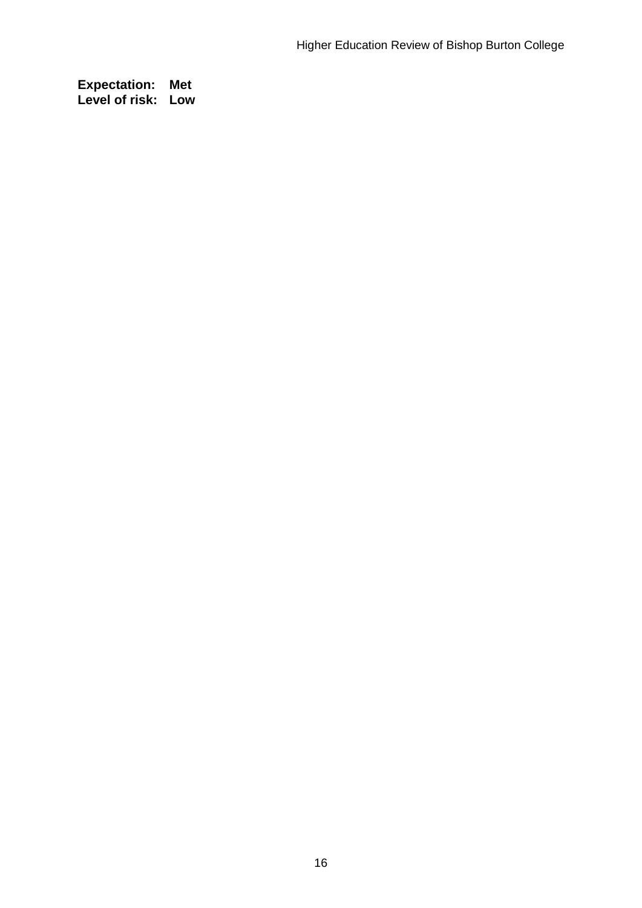**Expectation: Met**
**Level of risk: Low**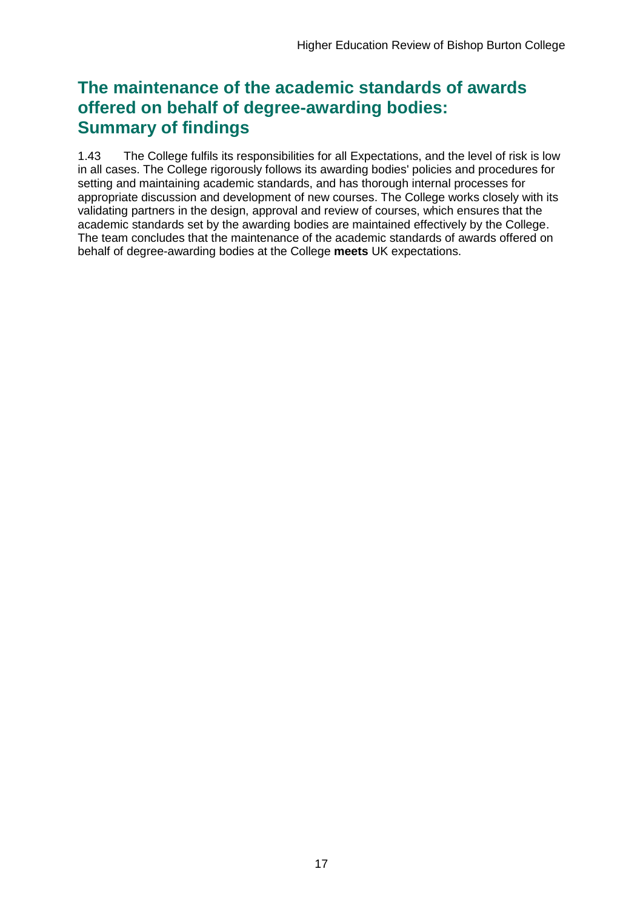## The maintenance of the academic standards of awards offered on behalf of degree-awarding bodies: Summary of findings

1.43 The College fulfils its responsibilities for all Expectations, and the level of risk is low in all cases. The College rigorously follows its awarding bodies' policies and procedures for setting and maintaining academic standards, and has thorough internal processes for appropriate discussion and development of new courses. The College works closely with its validating partners in the design, approval and review of courses, which ensures that the academic standards set by the awarding bodies are maintained effectively by the College. The team concludes that the maintenance of the academic standards of awards offered on behalf of degree-awarding bodies at the College **meets** UK expectations.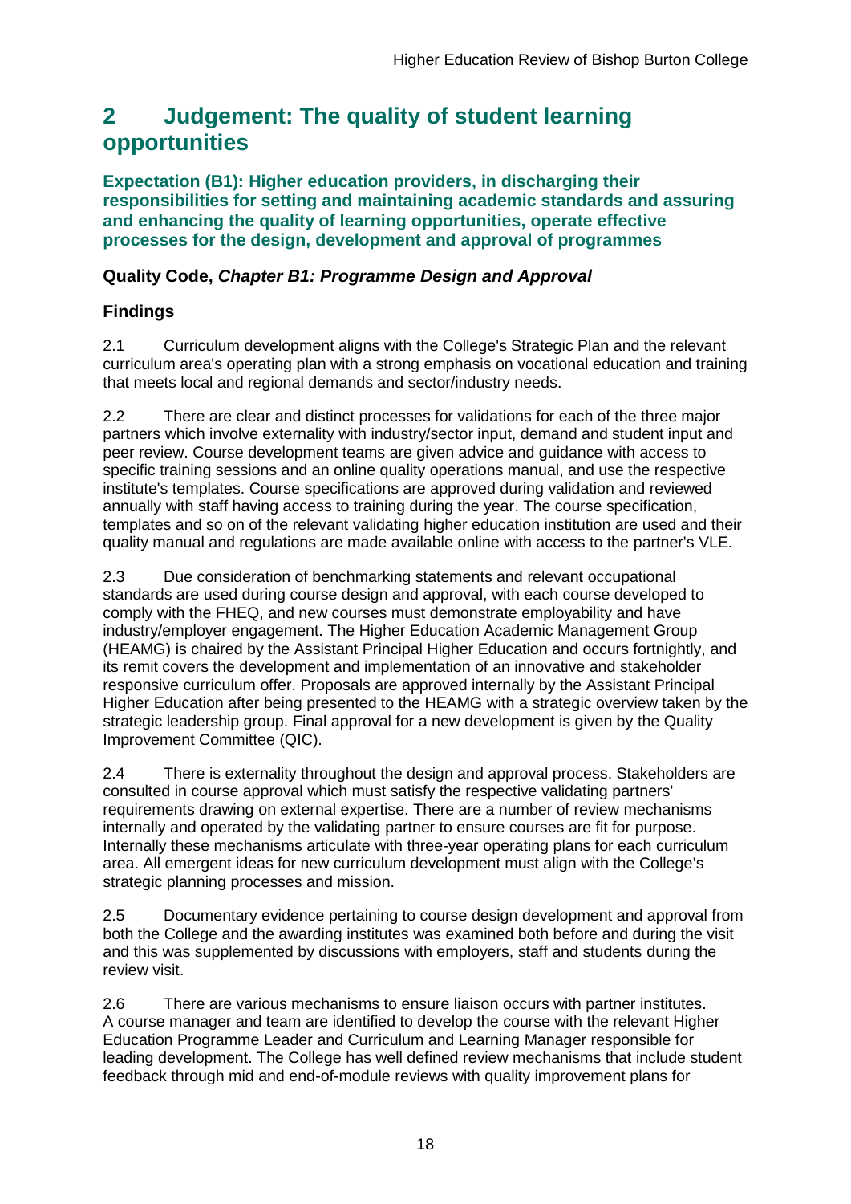## 2 Judgement: The quality of student learning opportunities

### Expectation (B1): Higher education providers, in discharging their responsibilities for setting and maintaining academic standards and assuring and enhancing the quality of learning opportunities, operate effective processes for the design, development and approval of programmes

### Quality Code, *Chapter B1: Programme Design and Approval*

### Findings

2.1 Curriculum development aligns with the College's Strategic Plan and the relevant curriculum area's operating plan with a strong emphasis on vocational education and training that meets local and regional demands and sector/industry needs.

2.2 There are clear and distinct processes for validations for each of the three major partners which involve externality with industry/sector input, demand and student input and peer review. Course development teams are given advice and guidance with access to specific training sessions and an online quality operations manual, and use the respective institute's templates. Course specifications are approved during validation and reviewed annually with staff having access to training during the year. The course specification, templates and so on of the relevant validating higher education institution are used and their quality manual and regulations are made available online with access to the partner's VLE.

2.3 Due consideration of benchmarking statements and relevant occupational standards are used during course design and approval, with each course developed to comply with the FHEQ, and new courses must demonstrate employability and have industry/employer engagement. The Higher Education Academic Management Group (HEAMG) is chaired by the Assistant Principal Higher Education and occurs fortnightly, and its remit covers the development and implementation of an innovative and stakeholder responsive curriculum offer. Proposals are approved internally by the Assistant Principal Higher Education after being presented to the HEAMG with a strategic overview taken by the strategic leadership group. Final approval for a new development is given by the Quality Improvement Committee (QIC).

2.4 There is externality throughout the design and approval process. Stakeholders are consulted in course approval which must satisfy the respective validating partners' requirements drawing on external expertise. There are a number of review mechanisms internally and operated by the validating partner to ensure courses are fit for purpose. Internally these mechanisms articulate with three-year operating plans for each curriculum area. All emergent ideas for new curriculum development must align with the College's strategic planning processes and mission.

2.5 Documentary evidence pertaining to course design development and approval from both the College and the awarding institutes was examined both before and during the visit and this was supplemented by discussions with employers, staff and students during the review visit.

2.6 There are various mechanisms to ensure liaison occurs with partner institutes. A course manager and team are identified to develop the course with the relevant Higher Education Programme Leader and Curriculum and Learning Manager responsible for leading development. The College has well defined review mechanisms that include student feedback through mid and end-of-module reviews with quality improvement plans for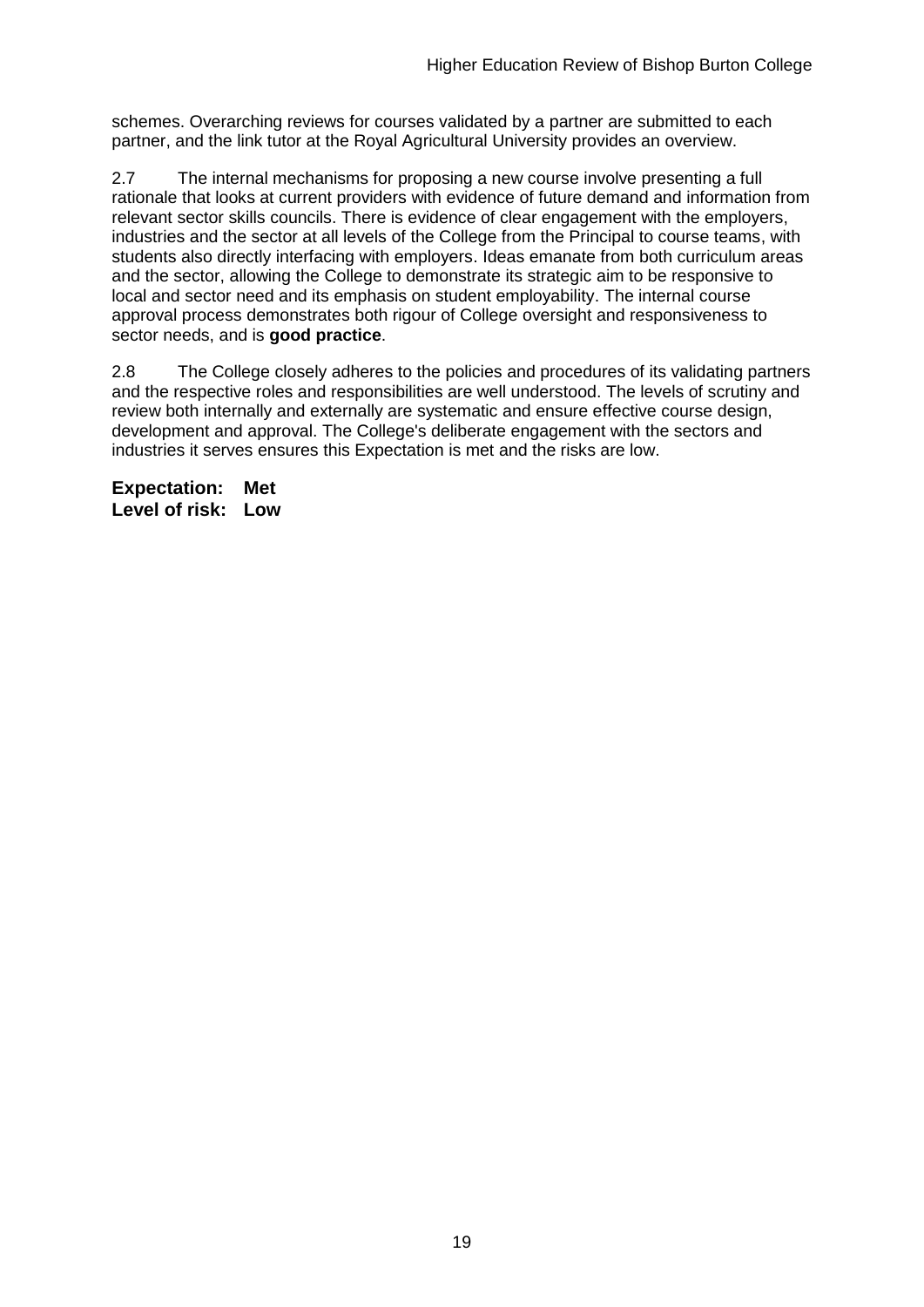schemes. Overarching reviews for courses validated by a partner are submitted to each partner, and the link tutor at the Royal Agricultural University provides an overview.

2.7 The internal mechanisms for proposing a new course involve presenting a full rationale that looks at current providers with evidence of future demand and information from relevant sector skills councils. There is evidence of clear engagement with the employers, industries and the sector at all levels of the College from the Principal to course teams, with students also directly interfacing with employers. Ideas emanate from both curriculum areas and the sector, allowing the College to demonstrate its strategic aim to be responsive to local and sector need and its emphasis on student employability. The internal course approval process demonstrates both rigour of College oversight and responsiveness to sector needs, and is **good practice**.

2.8 The College closely adheres to the policies and procedures of its validating partners and the respective roles and responsibilities are well understood. The levels of scrutiny and review both internally and externally are systematic and ensure effective course design, development and approval. The College's deliberate engagement with the sectors and industries it serves ensures this Expectation is met and the risks are low.

**Expectation: Met**
**Level of risk: Low**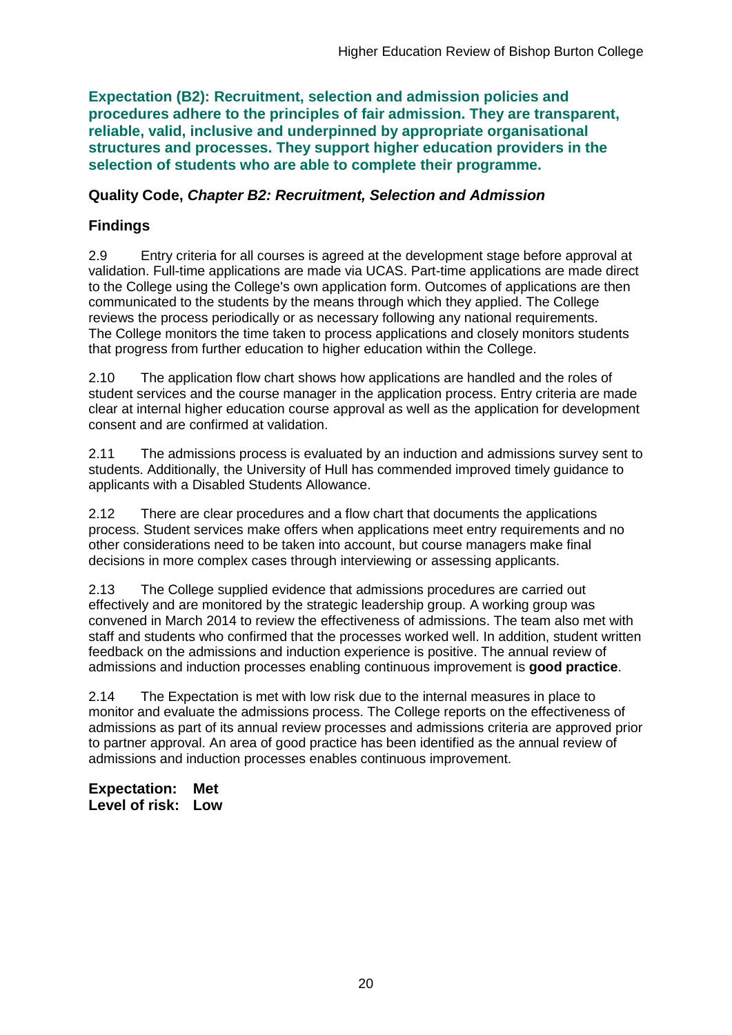**Expectation (B2): Recruitment, selection and admission policies and procedures adhere to the principles of fair admission. They are transparent, reliable, valid, inclusive and underpinned by appropriate organisational structures and processes. They support higher education providers in the selection of students who are able to complete their programme.**

### Quality Code, *Chapter B2: Recruitment, Selection and Admission*

### Findings

2.9 Entry criteria for all courses is agreed at the development stage before approval at validation. Full-time applications are made via UCAS. Part-time applications are made direct to the College using the College's own application form. Outcomes of applications are then communicated to the students by the means through which they applied. The College reviews the process periodically or as necessary following any national requirements. The College monitors the time taken to process applications and closely monitors students that progress from further education to higher education within the College.

2.10 The application flow chart shows how applications are handled and the roles of student services and the course manager in the application process. Entry criteria are made clear at internal higher education course approval as well as the application for development consent and are confirmed at validation.

2.11 The admissions process is evaluated by an induction and admissions survey sent to students. Additionally, the University of Hull has commended improved timely guidance to applicants with a Disabled Students Allowance.

2.12 There are clear procedures and a flow chart that documents the applications process. Student services make offers when applications meet entry requirements and no other considerations need to be taken into account, but course managers make final decisions in more complex cases through interviewing or assessing applicants.

2.13 The College supplied evidence that admissions procedures are carried out effectively and are monitored by the strategic leadership group. A working group was convened in March 2014 to review the effectiveness of admissions. The team also met with staff and students who confirmed that the processes worked well. In addition, student written feedback on the admissions and induction experience is positive. The annual review of admissions and induction processes enabling continuous improvement is **good practice**.

2.14 The Expectation is met with low risk due to the internal measures in place to monitor and evaluate the admissions process. The College reports on the effectiveness of admissions as part of its annual review processes and admissions criteria are approved prior to partner approval. An area of good practice has been identified as the annual review of admissions and induction processes enables continuous improvement.

**Expectation: Met**
**Level of risk: Low**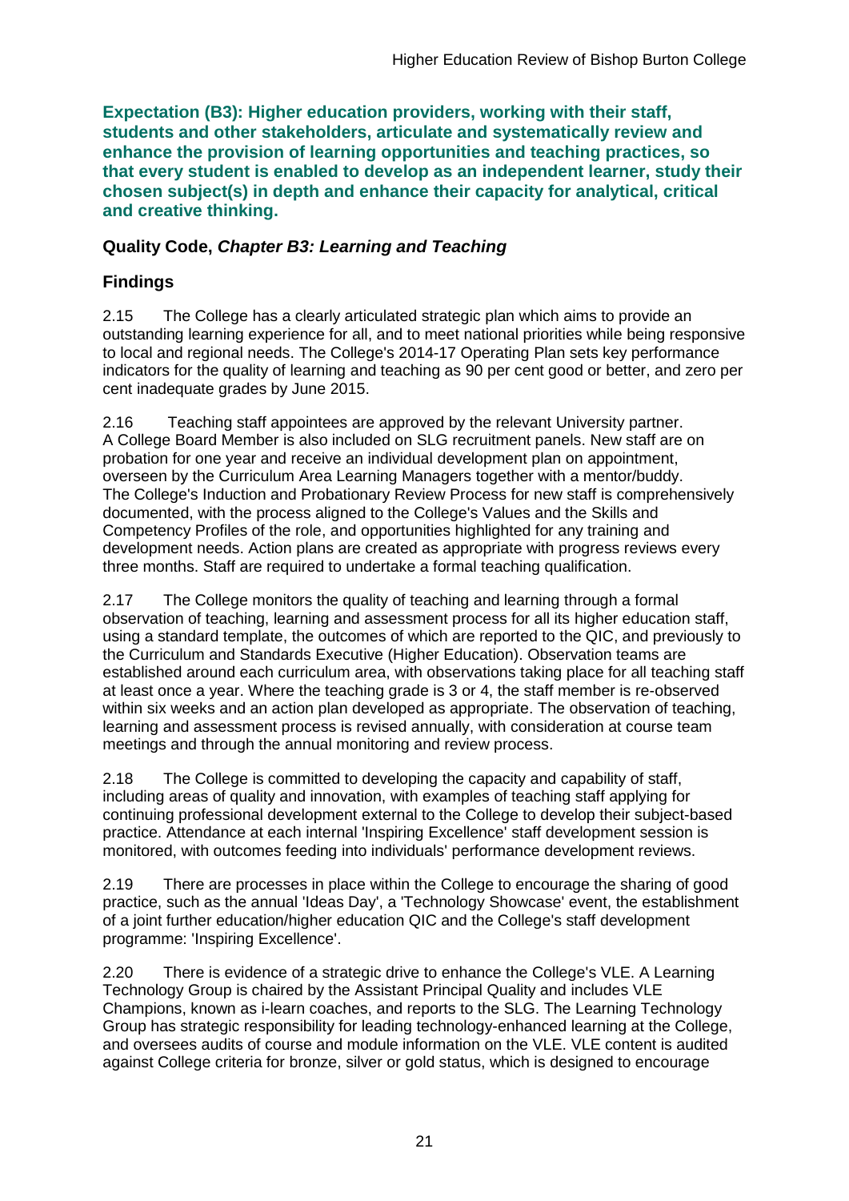**Expectation (B3): Higher education providers, working with their staff, students and other stakeholders, articulate and systematically review and enhance the provision of learning opportunities and teaching practices, so that every student is enabled to develop as an independent learner, study their chosen subject(s) in depth and enhance their capacity for analytical, critical and creative thinking.**

### Quality Code, *Chapter B3: Learning and Teaching*

### Findings

2.15 The College has a clearly articulated strategic plan which aims to provide an outstanding learning experience for all, and to meet national priorities while being responsive to local and regional needs. The College's 2014-17 Operating Plan sets key performance indicators for the quality of learning and teaching as 90 per cent good or better, and zero per cent inadequate grades by June 2015.

2.16 Teaching staff appointees are approved by the relevant University partner. A College Board Member is also included on SLG recruitment panels. New staff are on probation for one year and receive an individual development plan on appointment, overseen by the Curriculum Area Learning Managers together with a mentor/buddy. The College's Induction and Probationary Review Process for new staff is comprehensively documented, with the process aligned to the College's Values and the Skills and Competency Profiles of the role, and opportunities highlighted for any training and development needs. Action plans are created as appropriate with progress reviews every three months. Staff are required to undertake a formal teaching qualification.

2.17 The College monitors the quality of teaching and learning through a formal observation of teaching, learning and assessment process for all its higher education staff, using a standard template, the outcomes of which are reported to the QIC, and previously to the Curriculum and Standards Executive (Higher Education). Observation teams are established around each curriculum area, with observations taking place for all teaching staff at least once a year. Where the teaching grade is 3 or 4, the staff member is re-observed within six weeks and an action plan developed as appropriate. The observation of teaching, learning and assessment process is revised annually, with consideration at course team meetings and through the annual monitoring and review process.

2.18 The College is committed to developing the capacity and capability of staff, including areas of quality and innovation, with examples of teaching staff applying for continuing professional development external to the College to develop their subject-based practice. Attendance at each internal 'Inspiring Excellence' staff development session is monitored, with outcomes feeding into individuals' performance development reviews.

2.19 There are processes in place within the College to encourage the sharing of good practice, such as the annual 'Ideas Day', a 'Technology Showcase' event, the establishment of a joint further education/higher education QIC and the College's staff development programme: 'Inspiring Excellence'.

2.20 There is evidence of a strategic drive to enhance the College's VLE. A Learning Technology Group is chaired by the Assistant Principal Quality and includes VLE Champions, known as i-learn coaches, and reports to the SLG. The Learning Technology Group has strategic responsibility for leading technology-enhanced learning at the College, and oversees audits of course and module information on the VLE. VLE content is audited against College criteria for bronze, silver or gold status, which is designed to encourage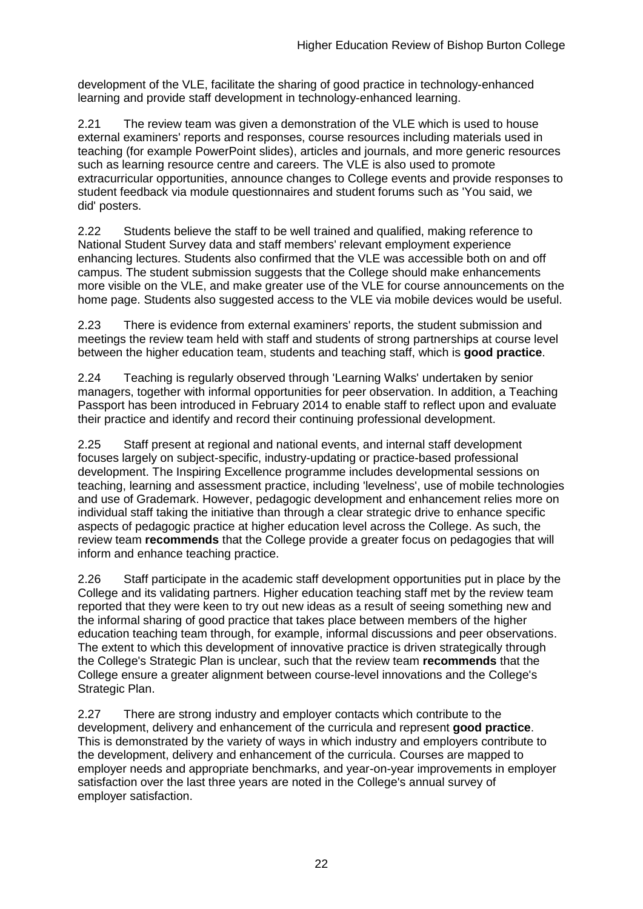development of the VLE, facilitate the sharing of good practice in technology-enhanced learning and provide staff development in technology-enhanced learning.

2.21 The review team was given a demonstration of the VLE which is used to house external examiners' reports and responses, course resources including materials used in teaching (for example PowerPoint slides), articles and journals, and more generic resources such as learning resource centre and careers. The VLE is also used to promote extracurricular opportunities, announce changes to College events and provide responses to student feedback via module questionnaires and student forums such as 'You said, we did' posters.

2.22 Students believe the staff to be well trained and qualified, making reference to National Student Survey data and staff members' relevant employment experience enhancing lectures. Students also confirmed that the VLE was accessible both on and off campus. The student submission suggests that the College should make enhancements more visible on the VLE, and make greater use of the VLE for course announcements on the home page. Students also suggested access to the VLE via mobile devices would be useful.

2.23 There is evidence from external examiners' reports, the student submission and meetings the review team held with staff and students of strong partnerships at course level between the higher education team, students and teaching staff, which is **good practice**.

2.24 Teaching is regularly observed through 'Learning Walks' undertaken by senior managers, together with informal opportunities for peer observation. In addition, a Teaching Passport has been introduced in February 2014 to enable staff to reflect upon and evaluate their practice and identify and record their continuing professional development.

2.25 Staff present at regional and national events, and internal staff development focuses largely on subject-specific, industry-updating or practice-based professional development. The Inspiring Excellence programme includes developmental sessions on teaching, learning and assessment practice, including 'levelness', use of mobile technologies and use of Grademark. However, pedagogic development and enhancement relies more on individual staff taking the initiative than through a clear strategic drive to enhance specific aspects of pedagogic practice at higher education level across the College. As such, the review team **recommends** that the College provide a greater focus on pedagogies that will inform and enhance teaching practice.

2.26 Staff participate in the academic staff development opportunities put in place by the College and its validating partners. Higher education teaching staff met by the review team reported that they were keen to try out new ideas as a result of seeing something new and the informal sharing of good practice that takes place between members of the higher education teaching team through, for example, informal discussions and peer observations. The extent to which this development of innovative practice is driven strategically through the College's Strategic Plan is unclear, such that the review team **recommends** that the College ensure a greater alignment between course-level innovations and the College's Strategic Plan.

2.27 There are strong industry and employer contacts which contribute to the development, delivery and enhancement of the curricula and represent **good practice**. This is demonstrated by the variety of ways in which industry and employers contribute to the development, delivery and enhancement of the curricula. Courses are mapped to employer needs and appropriate benchmarks, and year-on-year improvements in employer satisfaction over the last three years are noted in the College's annual survey of employer satisfaction.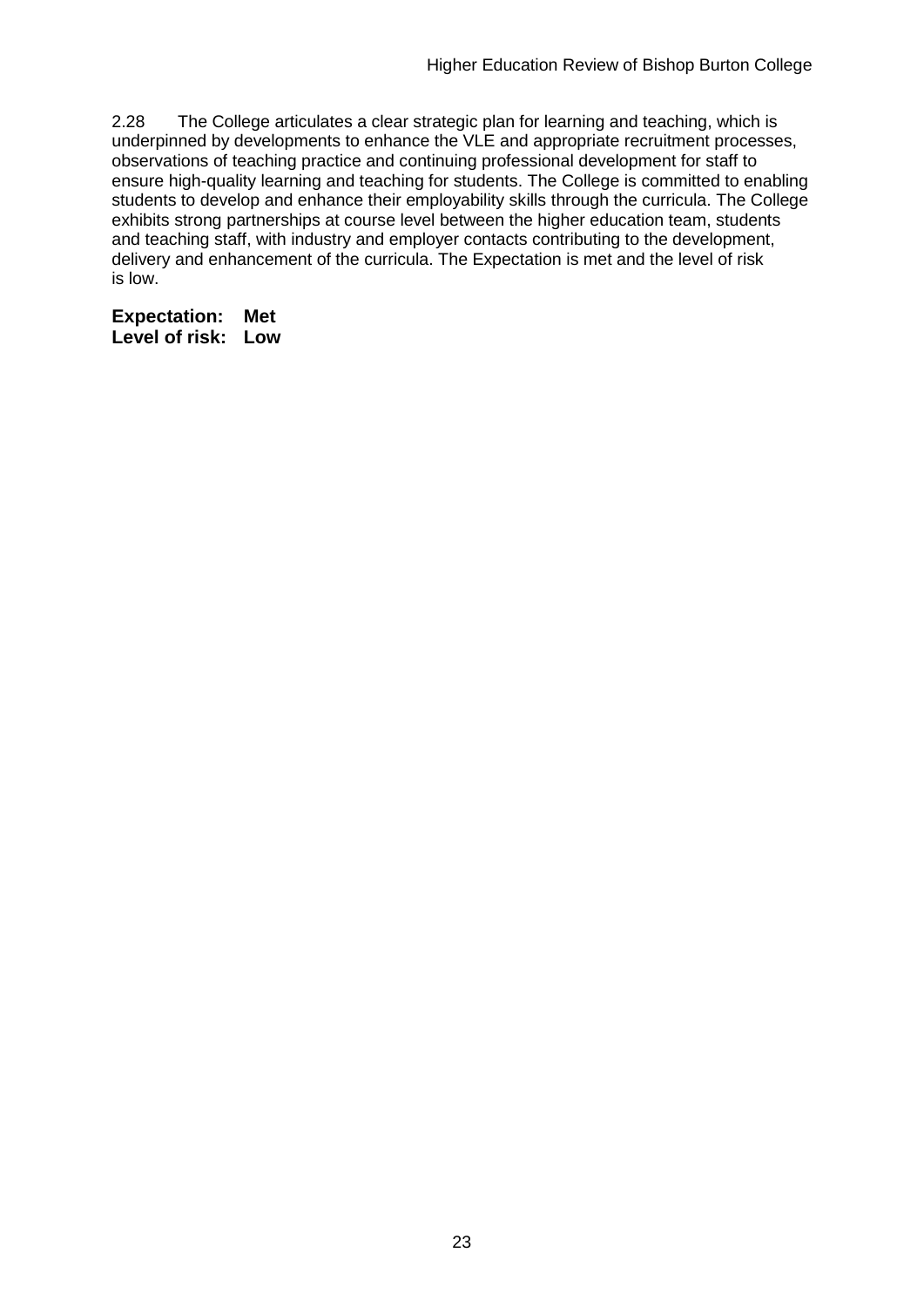2.28 The College articulates a clear strategic plan for learning and teaching, which is underpinned by developments to enhance the VLE and appropriate recruitment processes, observations of teaching practice and continuing professional development for staff to ensure high-quality learning and teaching for students. The College is committed to enabling students to develop and enhance their employability skills through the curricula. The College exhibits strong partnerships at course level between the higher education team, students and teaching staff, with industry and employer contacts contributing to the development, delivery and enhancement of the curricula. The Expectation is met and the level of risk is low.

**Expectation: Met**
**Level of risk: Low**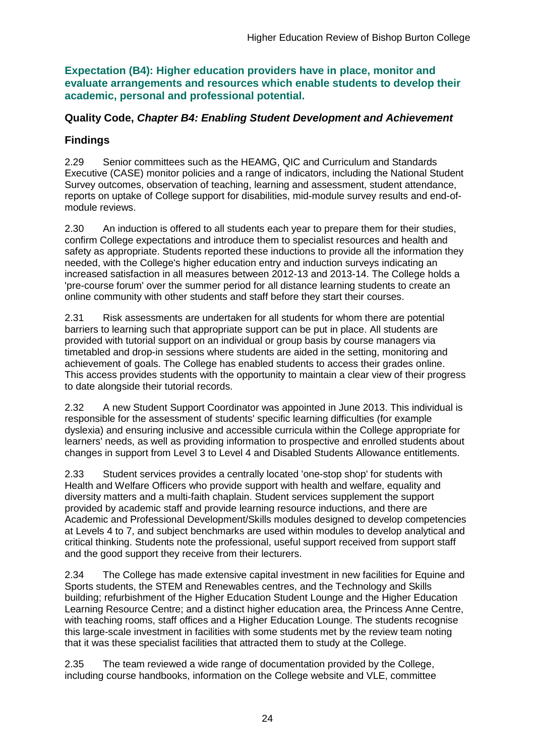**Expectation (B4): Higher education providers have in place, monitor and evaluate arrangements and resources which enable students to develop their academic, personal and professional potential.**

### Quality Code, *Chapter B4: Enabling Student Development and Achievement*

### Findings

2.29 Senior committees such as the HEAMG, QIC and Curriculum and Standards Executive (CASE) monitor policies and a range of indicators, including the National Student Survey outcomes, observation of teaching, learning and assessment, student attendance, reports on uptake of College support for disabilities, mid-module survey results and end-of-module reviews.

2.30 An induction is offered to all students each year to prepare them for their studies, confirm College expectations and introduce them to specialist resources and health and safety as appropriate. Students reported these inductions to provide all the information they needed, with the College's higher education entry and induction surveys indicating an increased satisfaction in all measures between 2012-13 and 2013-14. The College holds a 'pre-course forum' over the summer period for all distance learning students to create an online community with other students and staff before they start their courses.

2.31 Risk assessments are undertaken for all students for whom there are potential barriers to learning such that appropriate support can be put in place. All students are provided with tutorial support on an individual or group basis by course managers via timetabled and drop-in sessions where students are aided in the setting, monitoring and achievement of goals. The College has enabled students to access their grades online. This access provides students with the opportunity to maintain a clear view of their progress to date alongside their tutorial records.

2.32 A new Student Support Coordinator was appointed in June 2013. This individual is responsible for the assessment of students' specific learning difficulties (for example dyslexia) and ensuring inclusive and accessible curricula within the College appropriate for learners' needs, as well as providing information to prospective and enrolled students about changes in support from Level 3 to Level 4 and Disabled Students Allowance entitlements.

2.33 Student services provides a centrally located 'one-stop shop' for students with Health and Welfare Officers who provide support with health and welfare, equality and diversity matters and a multi-faith chaplain. Student services supplement the support provided by academic staff and provide learning resource inductions, and there are Academic and Professional Development/Skills modules designed to develop competencies at Levels 4 to 7, and subject benchmarks are used within modules to develop analytical and critical thinking. Students note the professional, useful support received from support staff and the good support they receive from their lecturers.

2.34 The College has made extensive capital investment in new facilities for Equine and Sports students, the STEM and Renewables centres, and the Technology and Skills building; refurbishment of the Higher Education Student Lounge and the Higher Education Learning Resource Centre; and a distinct higher education area, the Princess Anne Centre, with teaching rooms, staff offices and a Higher Education Lounge. The students recognise this large-scale investment in facilities with some students met by the review team noting that it was these specialist facilities that attracted them to study at the College.

2.35 The team reviewed a wide range of documentation provided by the College, including course handbooks, information on the College website and VLE, committee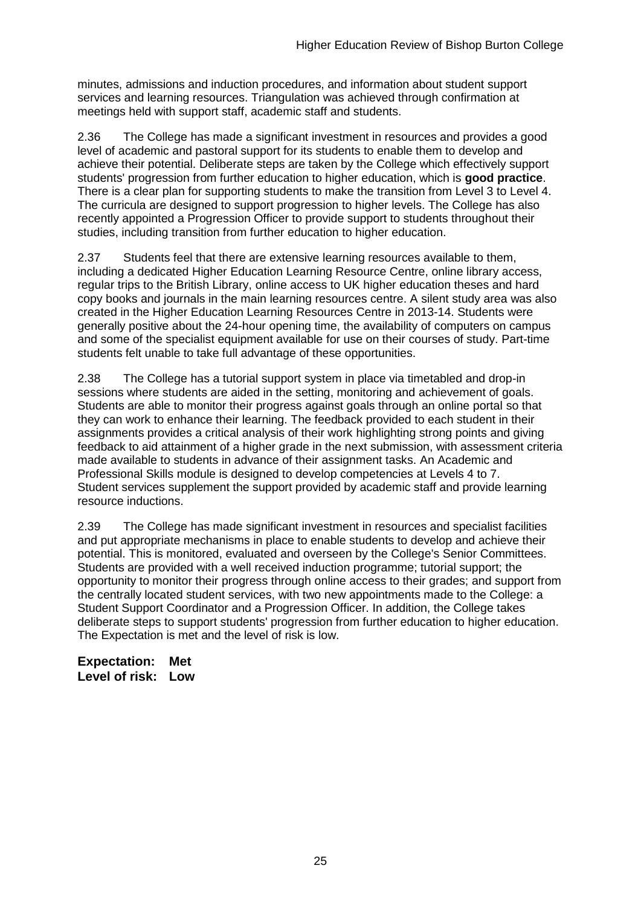minutes, admissions and induction procedures, and information about student support services and learning resources. Triangulation was achieved through confirmation at meetings held with support staff, academic staff and students.

2.36 The College has made a significant investment in resources and provides a good level of academic and pastoral support for its students to enable them to develop and achieve their potential. Deliberate steps are taken by the College which effectively support students' progression from further education to higher education, which is **good practice**. There is a clear plan for supporting students to make the transition from Level 3 to Level 4. The curricula are designed to support progression to higher levels. The College has also recently appointed a Progression Officer to provide support to students throughout their studies, including transition from further education to higher education.

2.37 Students feel that there are extensive learning resources available to them, including a dedicated Higher Education Learning Resource Centre, online library access, regular trips to the British Library, online access to UK higher education theses and hard copy books and journals in the main learning resources centre. A silent study area was also created in the Higher Education Learning Resources Centre in 2013-14. Students were generally positive about the 24-hour opening time, the availability of computers on campus and some of the specialist equipment available for use on their courses of study. Part-time students felt unable to take full advantage of these opportunities.

2.38 The College has a tutorial support system in place via timetabled and drop-in sessions where students are aided in the setting, monitoring and achievement of goals. Students are able to monitor their progress against goals through an online portal so that they can work to enhance their learning. The feedback provided to each student in their assignments provides a critical analysis of their work highlighting strong points and giving feedback to aid attainment of a higher grade in the next submission, with assessment criteria made available to students in advance of their assignment tasks. An Academic and Professional Skills module is designed to develop competencies at Levels 4 to 7. Student services supplement the support provided by academic staff and provide learning resource inductions.

2.39 The College has made significant investment in resources and specialist facilities and put appropriate mechanisms in place to enable students to develop and achieve their potential. This is monitored, evaluated and overseen by the College's Senior Committees. Students are provided with a well received induction programme; tutorial support; the opportunity to monitor their progress through online access to their grades; and support from the centrally located student services, with two new appointments made to the College: a Student Support Coordinator and a Progression Officer. In addition, the College takes deliberate steps to support students' progression from further education to higher education. The Expectation is met and the level of risk is low.

**Expectation: Met**
**Level of risk: Low**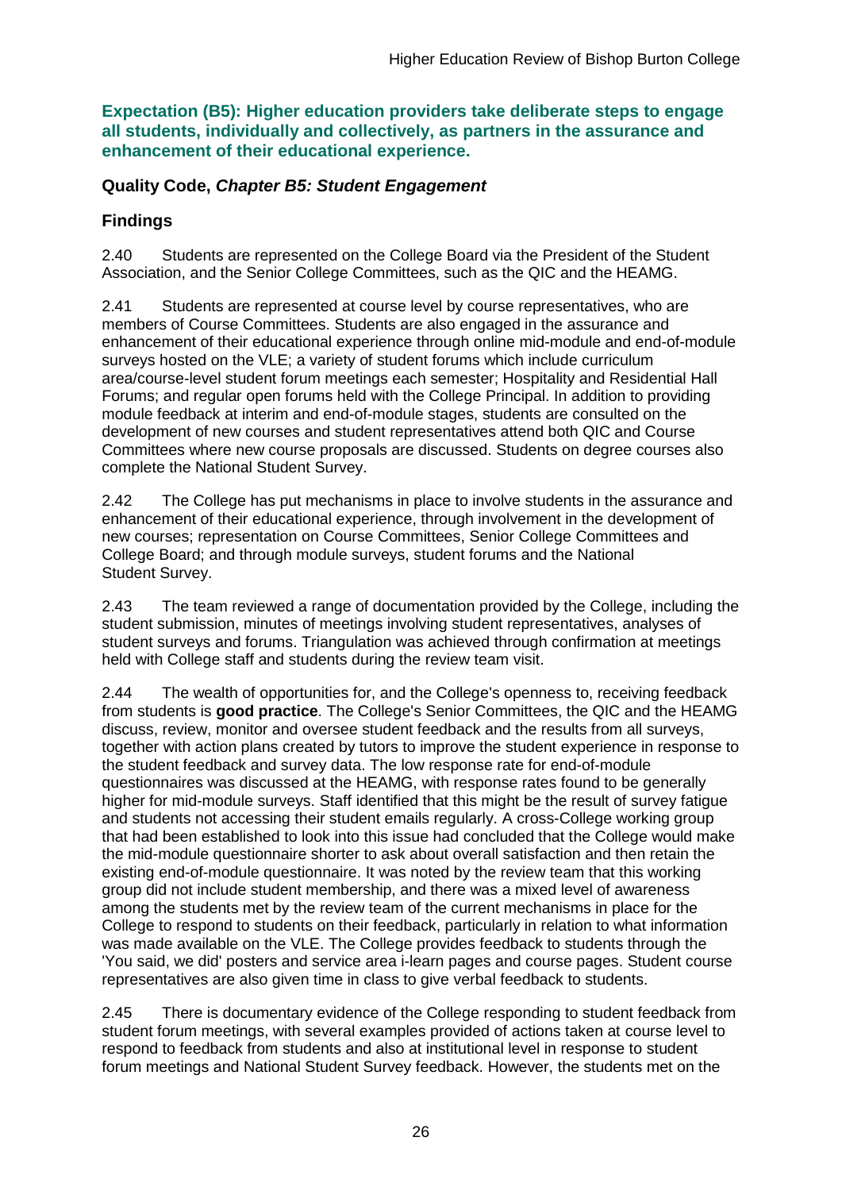### Expectation (B5): Higher education providers take deliberate steps to engage all students, individually and collectively, as partners in the assurance and enhancement of their educational experience.

### Quality Code, *Chapter B5: Student Engagement*

### Findings

2.40 Students are represented on the College Board via the President of the Student Association, and the Senior College Committees, such as the QIC and the HEAMG.

2.41 Students are represented at course level by course representatives, who are members of Course Committees. Students are also engaged in the assurance and enhancement of their educational experience through online mid-module and end-of-module surveys hosted on the VLE; a variety of student forums which include curriculum area/course-level student forum meetings each semester; Hospitality and Residential Hall Forums; and regular open forums held with the College Principal. In addition to providing module feedback at interim and end-of-module stages, students are consulted on the development of new courses and student representatives attend both QIC and Course Committees where new course proposals are discussed. Students on degree courses also complete the National Student Survey.

2.42 The College has put mechanisms in place to involve students in the assurance and enhancement of their educational experience, through involvement in the development of new courses; representation on Course Committees, Senior College Committees and College Board; and through module surveys, student forums and the National Student Survey.

2.43 The team reviewed a range of documentation provided by the College, including the student submission, minutes of meetings involving student representatives, analyses of student surveys and forums. Triangulation was achieved through confirmation at meetings held with College staff and students during the review team visit.

2.44 The wealth of opportunities for, and the College's openness to, receiving feedback from students is **good practice**. The College's Senior Committees, the QIC and the HEAMG discuss, review, monitor and oversee student feedback and the results from all surveys, together with action plans created by tutors to improve the student experience in response to the student feedback and survey data. The low response rate for end-of-module questionnaires was discussed at the HEAMG, with response rates found to be generally higher for mid-module surveys. Staff identified that this might be the result of survey fatigue and students not accessing their student emails regularly. A cross-College working group that had been established to look into this issue had concluded that the College would make the mid-module questionnaire shorter to ask about overall satisfaction and then retain the existing end-of-module questionnaire. It was noted by the review team that this working group did not include student membership, and there was a mixed level of awareness among the students met by the review team of the current mechanisms in place for the College to respond to students on their feedback, particularly in relation to what information was made available on the VLE. The College provides feedback to students through the 'You said, we did' posters and service area i-learn pages and course pages. Student course representatives are also given time in class to give verbal feedback to students.

2.45 There is documentary evidence of the College responding to student feedback from student forum meetings, with several examples provided of actions taken at course level to respond to feedback from students and also at institutional level in response to student forum meetings and National Student Survey feedback. However, the students met on the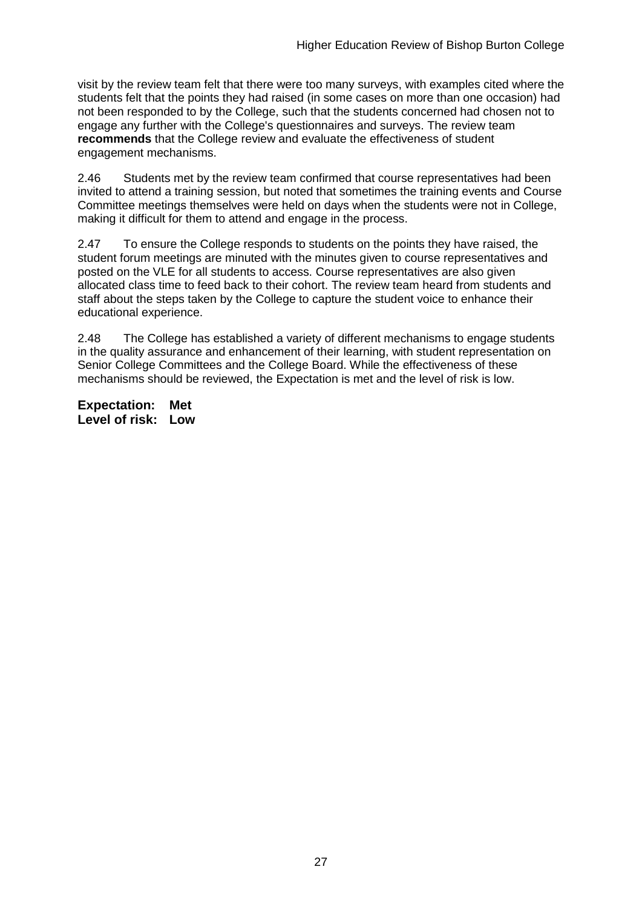visit by the review team felt that there were too many surveys, with examples cited where the students felt that the points they had raised (in some cases on more than one occasion) had not been responded to by the College, such that the students concerned had chosen not to engage any further with the College's questionnaires and surveys. The review team **recommends** that the College review and evaluate the effectiveness of student engagement mechanisms.

2.46 Students met by the review team confirmed that course representatives had been invited to attend a training session, but noted that sometimes the training events and Course Committee meetings themselves were held on days when the students were not in College, making it difficult for them to attend and engage in the process.

2.47 To ensure the College responds to students on the points they have raised, the student forum meetings are minuted with the minutes given to course representatives and posted on the VLE for all students to access. Course representatives are also given allocated class time to feed back to their cohort. The review team heard from students and staff about the steps taken by the College to capture the student voice to enhance their educational experience.

2.48 The College has established a variety of different mechanisms to engage students in the quality assurance and enhancement of their learning, with student representation on Senior College Committees and the College Board. While the effectiveness of these mechanisms should be reviewed, the Expectation is met and the level of risk is low.

**Expectation: Met**
**Level of risk: Low**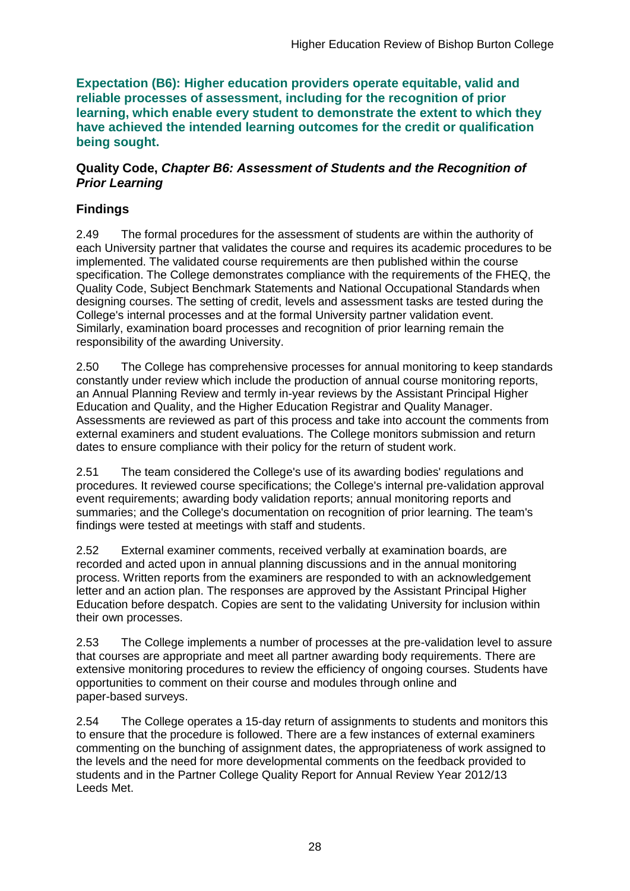**Expectation (B6): Higher education providers operate equitable, valid and reliable processes of assessment, including for the recognition of prior learning, which enable every student to demonstrate the extent to which they have achieved the intended learning outcomes for the credit or qualification being sought.**

**Quality Code, *Chapter B6: Assessment of Students and the Recognition of Prior Learning***

## Findings

2.49 The formal procedures for the assessment of students are within the authority of each University partner that validates the course and requires its academic procedures to be implemented. The validated course requirements are then published within the course specification. The College demonstrates compliance with the requirements of the FHEQ, the Quality Code, Subject Benchmark Statements and National Occupational Standards when designing courses. The setting of credit, levels and assessment tasks are tested during the College's internal processes and at the formal University partner validation event. Similarly, examination board processes and recognition of prior learning remain the responsibility of the awarding University.

2.50 The College has comprehensive processes for annual monitoring to keep standards constantly under review which include the production of annual course monitoring reports, an Annual Planning Review and termly in-year reviews by the Assistant Principal Higher Education and Quality, and the Higher Education Registrar and Quality Manager. Assessments are reviewed as part of this process and take into account the comments from external examiners and student evaluations. The College monitors submission and return dates to ensure compliance with their policy for the return of student work.

2.51 The team considered the College's use of its awarding bodies' regulations and procedures. It reviewed course specifications; the College's internal pre-validation approval event requirements; awarding body validation reports; annual monitoring reports and summaries; and the College's documentation on recognition of prior learning. The team's findings were tested at meetings with staff and students.

2.52 External examiner comments, received verbally at examination boards, are recorded and acted upon in annual planning discussions and in the annual monitoring process. Written reports from the examiners are responded to with an acknowledgement letter and an action plan. The responses are approved by the Assistant Principal Higher Education before despatch. Copies are sent to the validating University for inclusion within their own processes.

2.53 The College implements a number of processes at the pre-validation level to assure that courses are appropriate and meet all partner awarding body requirements. There are extensive monitoring procedures to review the efficiency of ongoing courses. Students have opportunities to comment on their course and modules through online and paper-based surveys.

2.54 The College operates a 15-day return of assignments to students and monitors this to ensure that the procedure is followed. There are a few instances of external examiners commenting on the bunching of assignment dates, the appropriateness of work assigned to the levels and the need for more developmental comments on the feedback provided to students and in the Partner College Quality Report for Annual Review Year 2012/13 Leeds Met.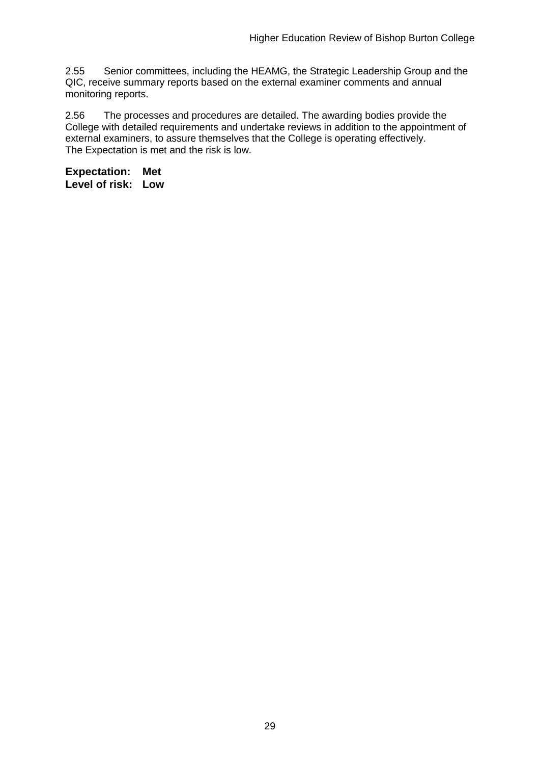2.55 Senior committees, including the HEAMG, the Strategic Leadership Group and the QIC, receive summary reports based on the external examiner comments and annual monitoring reports.

2.56 The processes and procedures are detailed. The awarding bodies provide the College with detailed requirements and undertake reviews in addition to the appointment of external examiners, to assure themselves that the College is operating effectively. The Expectation is met and the risk is low.

**Expectation: Met**
**Level of risk: Low**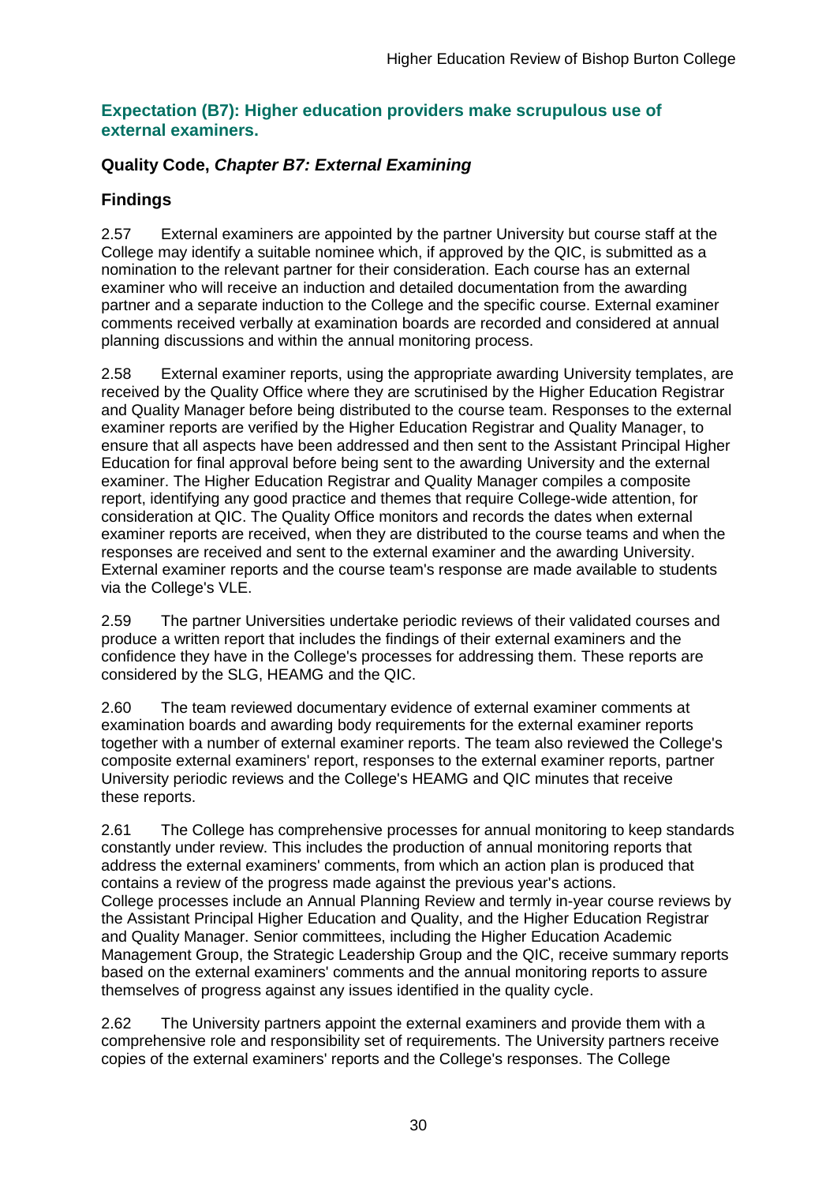### Expectation (B7): Higher education providers make scrupulous use of external examiners.

### Quality Code, *Chapter B7: External Examining*

### Findings

2.57 External examiners are appointed by the partner University but course staff at the College may identify a suitable nominee which, if approved by the QIC, is submitted as a nomination to the relevant partner for their consideration. Each course has an external examiner who will receive an induction and detailed documentation from the awarding partner and a separate induction to the College and the specific course. External examiner comments received verbally at examination boards are recorded and considered at annual planning discussions and within the annual monitoring process.

2.58 External examiner reports, using the appropriate awarding University templates, are received by the Quality Office where they are scrutinised by the Higher Education Registrar and Quality Manager before being distributed to the course team. Responses to the external examiner reports are verified by the Higher Education Registrar and Quality Manager, to ensure that all aspects have been addressed and then sent to the Assistant Principal Higher Education for final approval before being sent to the awarding University and the external examiner. The Higher Education Registrar and Quality Manager compiles a composite report, identifying any good practice and themes that require College-wide attention, for consideration at QIC. The Quality Office monitors and records the dates when external examiner reports are received, when they are distributed to the course teams and when the responses are received and sent to the external examiner and the awarding University. External examiner reports and the course team's response are made available to students via the College's VLE.

2.59 The partner Universities undertake periodic reviews of their validated courses and produce a written report that includes the findings of their external examiners and the confidence they have in the College's processes for addressing them. These reports are considered by the SLG, HEAMG and the QIC.

2.60 The team reviewed documentary evidence of external examiner comments at examination boards and awarding body requirements for the external examiner reports together with a number of external examiner reports. The team also reviewed the College's composite external examiners' report, responses to the external examiner reports, partner University periodic reviews and the College's HEAMG and QIC minutes that receive these reports.

2.61 The College has comprehensive processes for annual monitoring to keep standards constantly under review. This includes the production of annual monitoring reports that address the external examiners' comments, from which an action plan is produced that contains a review of the progress made against the previous year's actions.
College processes include an Annual Planning Review and termly in-year course reviews by the Assistant Principal Higher Education and Quality, and the Higher Education Registrar and Quality Manager. Senior committees, including the Higher Education Academic Management Group, the Strategic Leadership Group and the QIC, receive summary reports based on the external examiners' comments and the annual monitoring reports to assure themselves of progress against any issues identified in the quality cycle.

2.62 The University partners appoint the external examiners and provide them with a comprehensive role and responsibility set of requirements. The University partners receive copies of the external examiners' reports and the College's responses. The College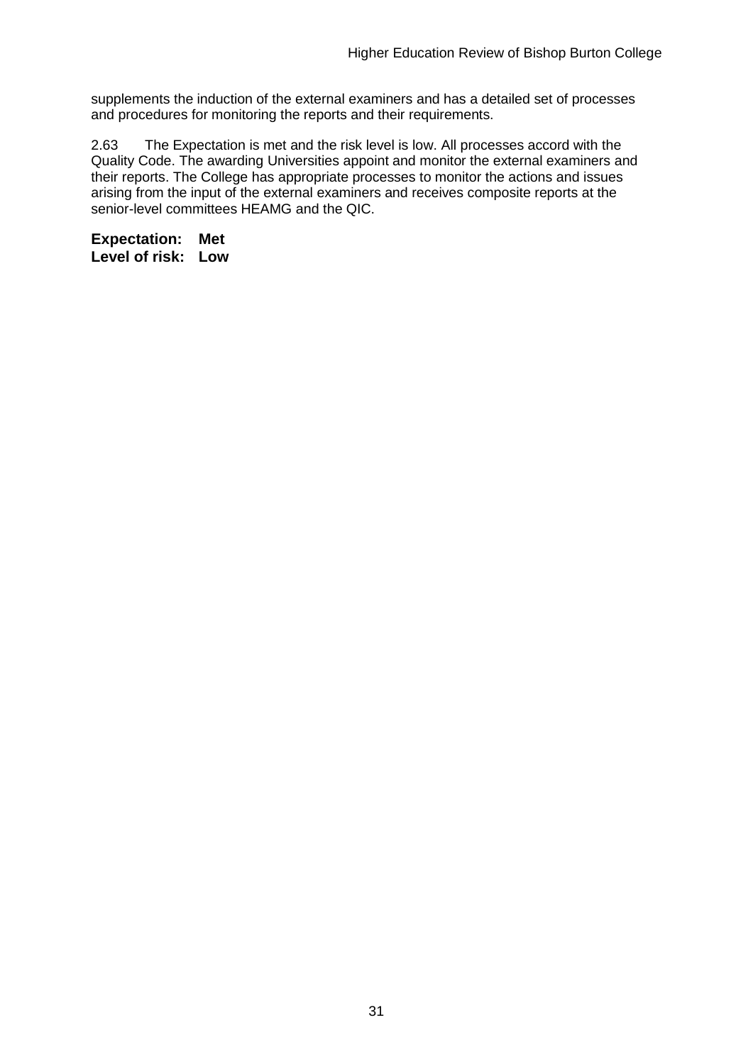supplements the induction of the external examiners and has a detailed set of processes and procedures for monitoring the reports and their requirements.

2.63 The Expectation is met and the risk level is low. All processes accord with the Quality Code. The awarding Universities appoint and monitor the external examiners and their reports. The College has appropriate processes to monitor the actions and issues arising from the input of the external examiners and receives composite reports at the senior-level committees HEAMG and the QIC.

**Expectation: Met**
**Level of risk: Low**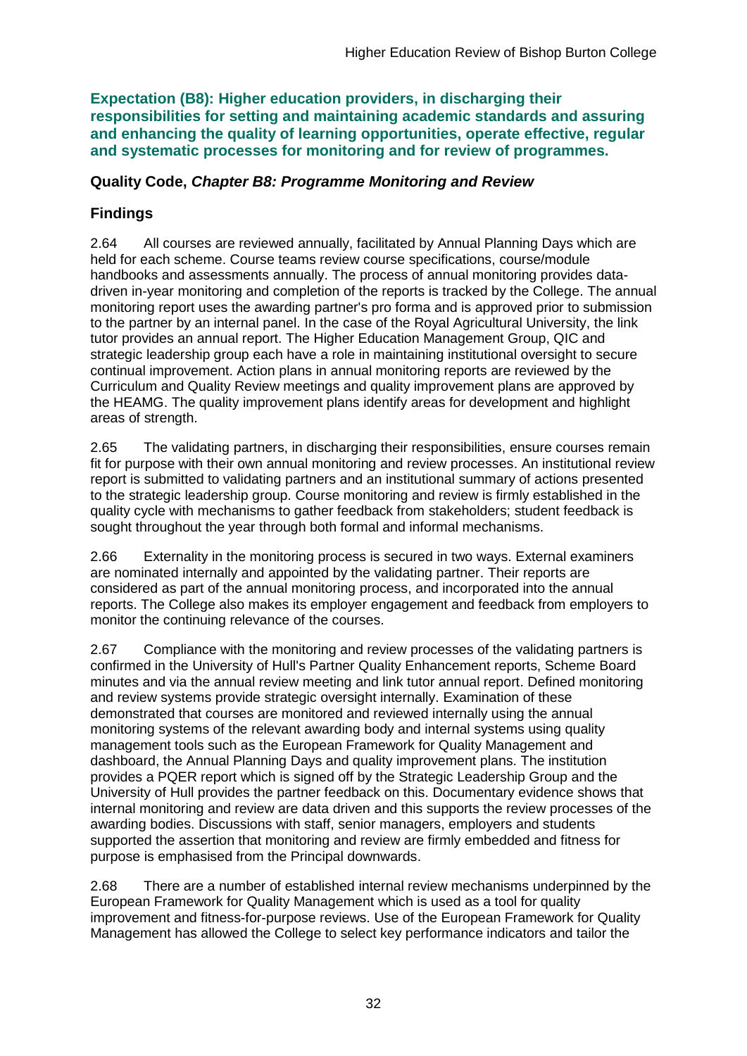**Expectation (B8): Higher education providers, in discharging their responsibilities for setting and maintaining academic standards and assuring and enhancing the quality of learning opportunities, operate effective, regular and systematic processes for monitoring and for review of programmes.**

**Quality Code, *Chapter B8: Programme Monitoring and Review***

## Findings

2.64 All courses are reviewed annually, facilitated by Annual Planning Days which are held for each scheme. Course teams review course specifications, course/module handbooks and assessments annually. The process of annual monitoring provides data-driven in-year monitoring and completion of the reports is tracked by the College. The annual monitoring report uses the awarding partner's pro forma and is approved prior to submission to the partner by an internal panel. In the case of the Royal Agricultural University, the link tutor provides an annual report. The Higher Education Management Group, QIC and strategic leadership group each have a role in maintaining institutional oversight to secure continual improvement. Action plans in annual monitoring reports are reviewed by the Curriculum and Quality Review meetings and quality improvement plans are approved by the HEAMG. The quality improvement plans identify areas for development and highlight areas of strength.

2.65 The validating partners, in discharging their responsibilities, ensure courses remain fit for purpose with their own annual monitoring and review processes. An institutional review report is submitted to validating partners and an institutional summary of actions presented to the strategic leadership group. Course monitoring and review is firmly established in the quality cycle with mechanisms to gather feedback from stakeholders; student feedback is sought throughout the year through both formal and informal mechanisms.

2.66 Externality in the monitoring process is secured in two ways. External examiners are nominated internally and appointed by the validating partner. Their reports are considered as part of the annual monitoring process, and incorporated into the annual reports. The College also makes its employer engagement and feedback from employers to monitor the continuing relevance of the courses.

2.67 Compliance with the monitoring and review processes of the validating partners is confirmed in the University of Hull's Partner Quality Enhancement reports, Scheme Board minutes and via the annual review meeting and link tutor annual report. Defined monitoring and review systems provide strategic oversight internally. Examination of these demonstrated that courses are monitored and reviewed internally using the annual monitoring systems of the relevant awarding body and internal systems using quality management tools such as the European Framework for Quality Management and dashboard, the Annual Planning Days and quality improvement plans. The institution provides a PQER report which is signed off by the Strategic Leadership Group and the University of Hull provides the partner feedback on this. Documentary evidence shows that internal monitoring and review are data driven and this supports the review processes of the awarding bodies. Discussions with staff, senior managers, employers and students supported the assertion that monitoring and review are firmly embedded and fitness for purpose is emphasised from the Principal downwards.

2.68 There are a number of established internal review mechanisms underpinned by the European Framework for Quality Management which is used as a tool for quality improvement and fitness-for-purpose reviews. Use of the European Framework for Quality Management has allowed the College to select key performance indicators and tailor the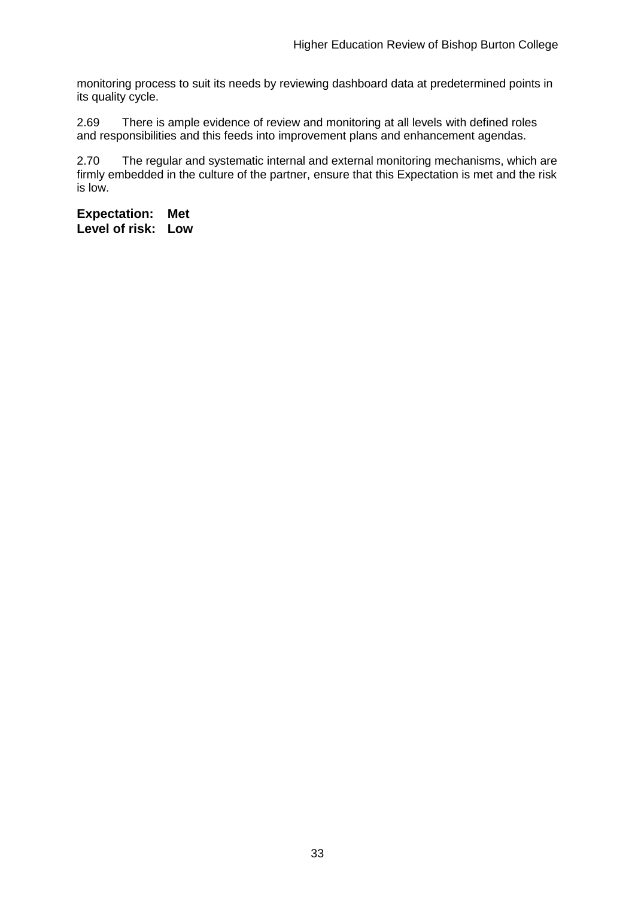monitoring process to suit its needs by reviewing dashboard data at predetermined points in its quality cycle.

2.69 There is ample evidence of review and monitoring at all levels with defined roles and responsibilities and this feeds into improvement plans and enhancement agendas.

2.70 The regular and systematic internal and external monitoring mechanisms, which are firmly embedded in the culture of the partner, ensure that this Expectation is met and the risk is low.

**Expectation: Met**
**Level of risk: Low**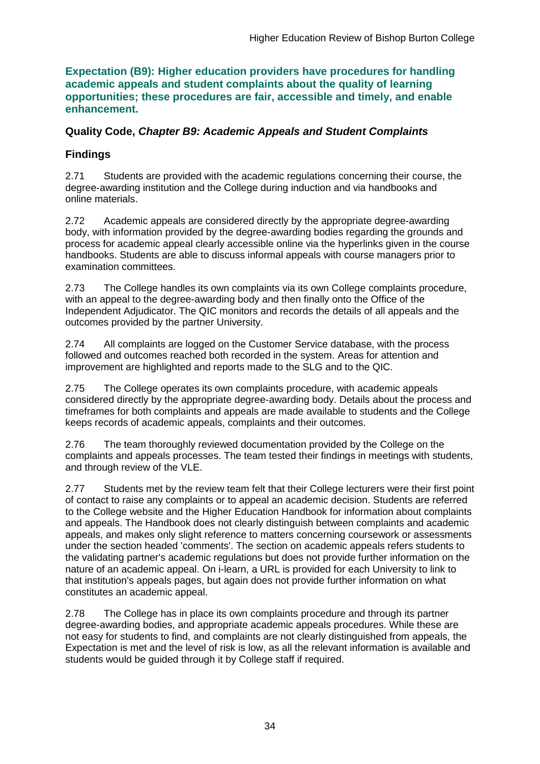**Expectation (B9): Higher education providers have procedures for handling academic appeals and student complaints about the quality of learning opportunities; these procedures are fair, accessible and timely, and enable enhancement.**

### Quality Code, *Chapter B9: Academic Appeals and Student Complaints*

### Findings

2.71 Students are provided with the academic regulations concerning their course, the degree-awarding institution and the College during induction and via handbooks and online materials.

2.72 Academic appeals are considered directly by the appropriate degree-awarding body, with information provided by the degree-awarding bodies regarding the grounds and process for academic appeal clearly accessible online via the hyperlinks given in the course handbooks. Students are able to discuss informal appeals with course managers prior to examination committees.

2.73 The College handles its own complaints via its own College complaints procedure, with an appeal to the degree-awarding body and then finally onto the Office of the Independent Adjudicator. The QIC monitors and records the details of all appeals and the outcomes provided by the partner University.

2.74 All complaints are logged on the Customer Service database, with the process followed and outcomes reached both recorded in the system. Areas for attention and improvement are highlighted and reports made to the SLG and to the QIC.

2.75 The College operates its own complaints procedure, with academic appeals considered directly by the appropriate degree-awarding body. Details about the process and timeframes for both complaints and appeals are made available to students and the College keeps records of academic appeals, complaints and their outcomes.

2.76 The team thoroughly reviewed documentation provided by the College on the complaints and appeals processes. The team tested their findings in meetings with students, and through review of the VLE.

2.77 Students met by the review team felt that their College lecturers were their first point of contact to raise any complaints or to appeal an academic decision. Students are referred to the College website and the Higher Education Handbook for information about complaints and appeals. The Handbook does not clearly distinguish between complaints and academic appeals, and makes only slight reference to matters concerning coursework or assessments under the section headed 'comments'. The section on academic appeals refers students to the validating partner's academic regulations but does not provide further information on the nature of an academic appeal. On i-learn, a URL is provided for each University to link to that institution's appeals pages, but again does not provide further information on what constitutes an academic appeal.

2.78 The College has in place its own complaints procedure and through its partner degree-awarding bodies, and appropriate academic appeals procedures. While these are not easy for students to find, and complaints are not clearly distinguished from appeals, the Expectation is met and the level of risk is low, as all the relevant information is available and students would be guided through it by College staff if required.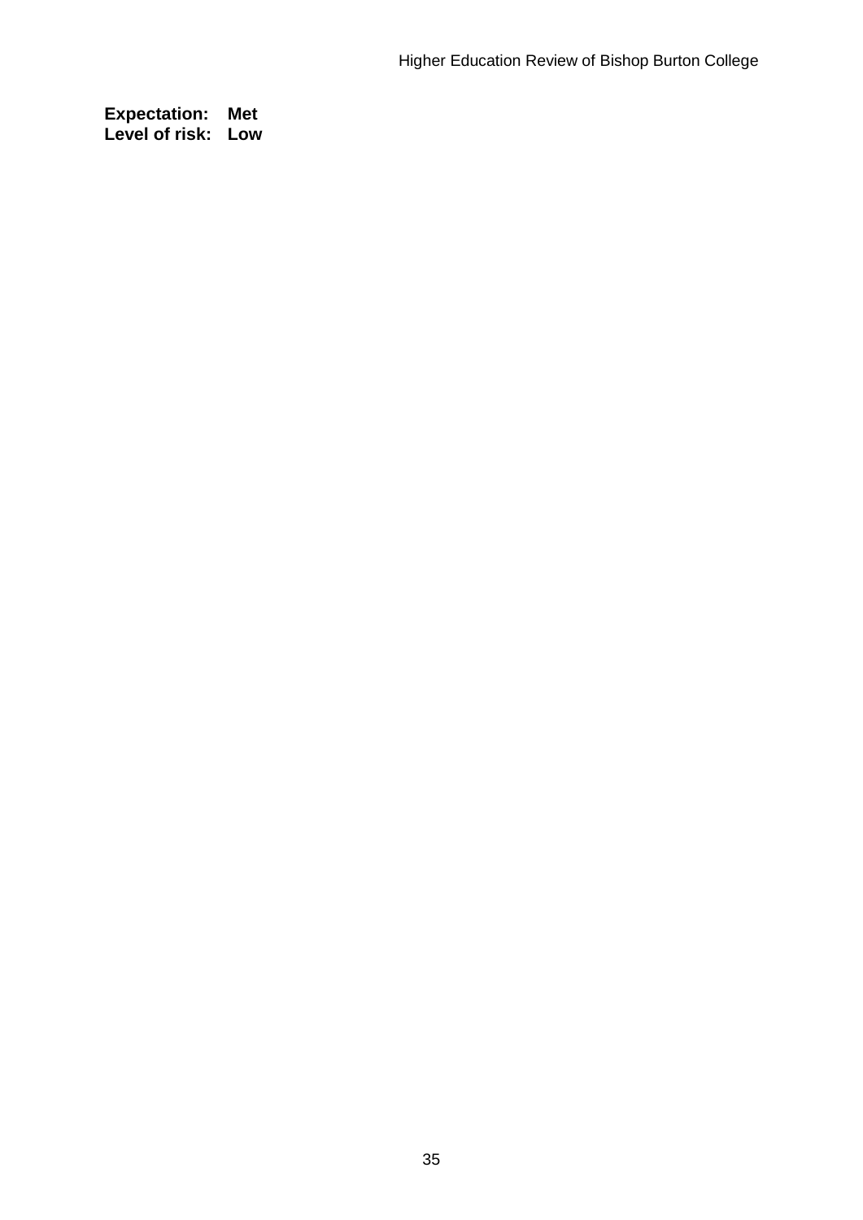**Expectation: Met**
**Level of risk: Low**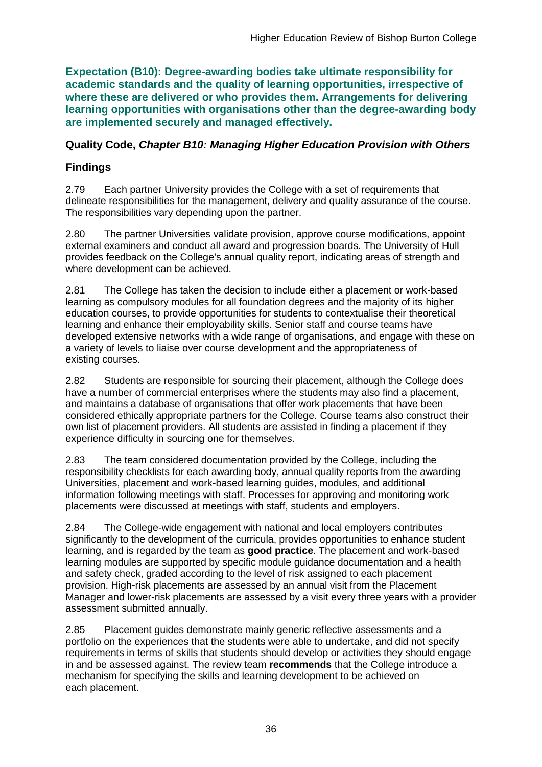**Expectation (B10): Degree-awarding bodies take ultimate responsibility for academic standards and the quality of learning opportunities, irrespective of where these are delivered or who provides them. Arrangements for delivering learning opportunities with organisations other than the degree-awarding body are implemented securely and managed effectively.**

### Quality Code, *Chapter B10: Managing Higher Education Provision with Others*

### Findings

2.79 Each partner University provides the College with a set of requirements that delineate responsibilities for the management, delivery and quality assurance of the course. The responsibilities vary depending upon the partner.

2.80 The partner Universities validate provision, approve course modifications, appoint external examiners and conduct all award and progression boards. The University of Hull provides feedback on the College's annual quality report, indicating areas of strength and where development can be achieved.

2.81 The College has taken the decision to include either a placement or work-based learning as compulsory modules for all foundation degrees and the majority of its higher education courses, to provide opportunities for students to contextualise their theoretical learning and enhance their employability skills. Senior staff and course teams have developed extensive networks with a wide range of organisations, and engage with these on a variety of levels to liaise over course development and the appropriateness of existing courses.

2.82 Students are responsible for sourcing their placement, although the College does have a number of commercial enterprises where the students may also find a placement, and maintains a database of organisations that offer work placements that have been considered ethically appropriate partners for the College. Course teams also construct their own list of placement providers. All students are assisted in finding a placement if they experience difficulty in sourcing one for themselves.

2.83 The team considered documentation provided by the College, including the responsibility checklists for each awarding body, annual quality reports from the awarding Universities, placement and work-based learning guides, modules, and additional information following meetings with staff. Processes for approving and monitoring work placements were discussed at meetings with staff, students and employers.

2.84 The College-wide engagement with national and local employers contributes significantly to the development of the curricula, provides opportunities to enhance student learning, and is regarded by the team as **good practice**. The placement and work-based learning modules are supported by specific module guidance documentation and a health and safety check, graded according to the level of risk assigned to each placement provision. High-risk placements are assessed by an annual visit from the Placement Manager and lower-risk placements are assessed by a visit every three years with a provider assessment submitted annually.

2.85 Placement guides demonstrate mainly generic reflective assessments and a portfolio on the experiences that the students were able to undertake, and did not specify requirements in terms of skills that students should develop or activities they should engage in and be assessed against. The review team **recommends** that the College introduce a mechanism for specifying the skills and learning development to be achieved on each placement.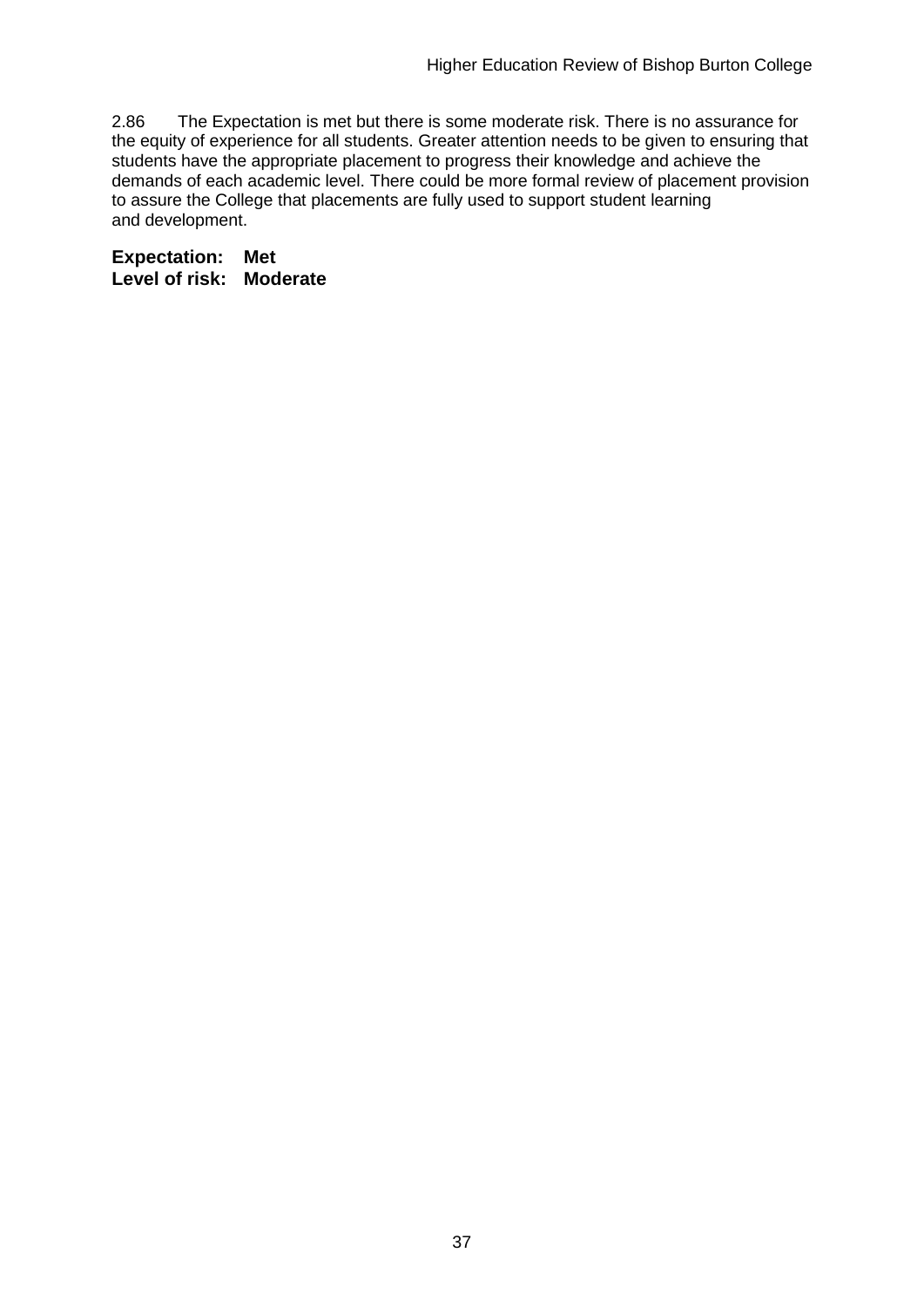2.86 The Expectation is met but there is some moderate risk. There is no assurance for the equity of experience for all students. Greater attention needs to be given to ensuring that students have the appropriate placement to progress their knowledge and achieve the demands of each academic level. There could be more formal review of placement provision to assure the College that placements are fully used to support student learning and development.

**Expectation: Met**
**Level of risk: Moderate**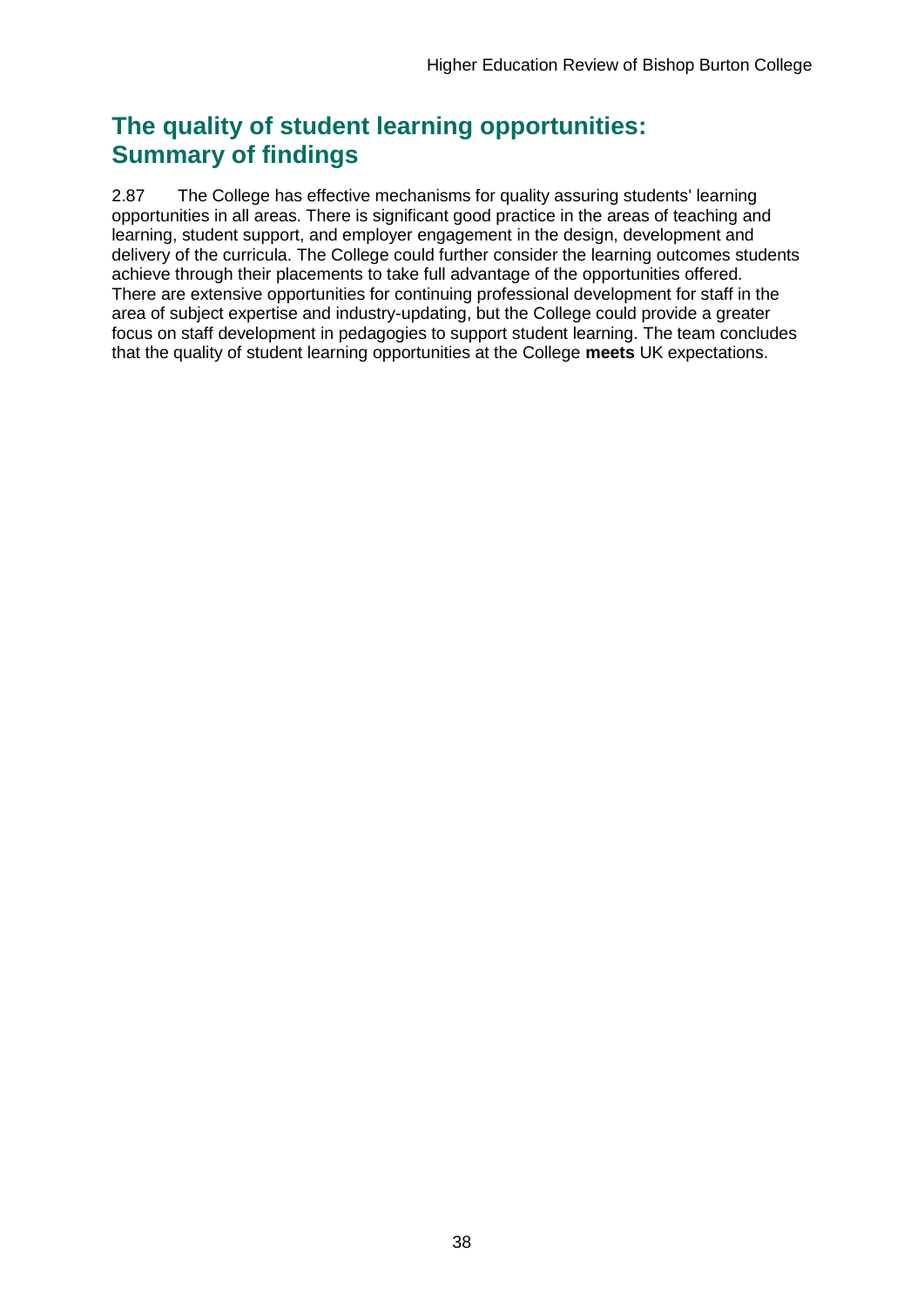## The quality of student learning opportunities: Summary of findings

2.87 The College has effective mechanisms for quality assuring students' learning opportunities in all areas. There is significant good practice in the areas of teaching and learning, student support, and employer engagement in the design, development and delivery of the curricula. The College could further consider the learning outcomes students achieve through their placements to take full advantage of the opportunities offered. There are extensive opportunities for continuing professional development for staff in the area of subject expertise and industry-updating, but the College could provide a greater focus on staff development in pedagogies to support student learning. The team concludes that the quality of student learning opportunities at the College **meets** UK expectations.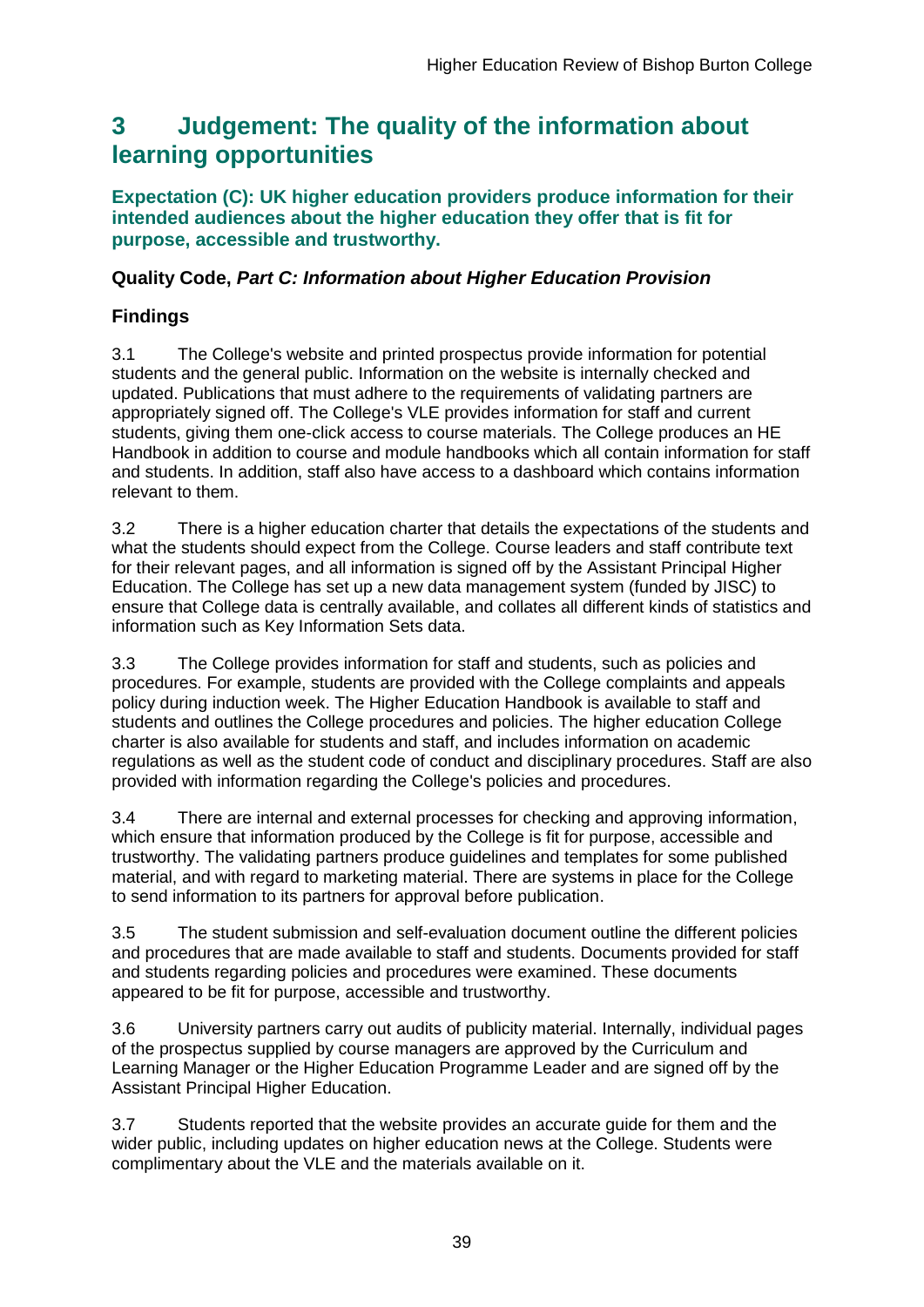# 3 Judgement: The quality of the information about learning opportunities

**Expectation (C): UK higher education providers produce information for their intended audiences about the higher education they offer that is fit for purpose, accessible and trustworthy.**

### Quality Code, *Part C: Information about Higher Education Provision*

### Findings

3.1 The College's website and printed prospectus provide information for potential students and the general public. Information on the website is internally checked and updated. Publications that must adhere to the requirements of validating partners are appropriately signed off. The College's VLE provides information for staff and current students, giving them one-click access to course materials. The College produces an HE Handbook in addition to course and module handbooks which all contain information for staff and students. In addition, staff also have access to a dashboard which contains information relevant to them.

3.2 There is a higher education charter that details the expectations of the students and what the students should expect from the College. Course leaders and staff contribute text for their relevant pages, and all information is signed off by the Assistant Principal Higher Education. The College has set up a new data management system (funded by JISC) to ensure that College data is centrally available, and collates all different kinds of statistics and information such as Key Information Sets data.

3.3 The College provides information for staff and students, such as policies and procedures. For example, students are provided with the College complaints and appeals policy during induction week. The Higher Education Handbook is available to staff and students and outlines the College procedures and policies. The higher education College charter is also available for students and staff, and includes information on academic regulations as well as the student code of conduct and disciplinary procedures. Staff are also provided with information regarding the College's policies and procedures.

3.4 There are internal and external processes for checking and approving information, which ensure that information produced by the College is fit for purpose, accessible and trustworthy. The validating partners produce guidelines and templates for some published material, and with regard to marketing material. There are systems in place for the College to send information to its partners for approval before publication.

3.5 The student submission and self-evaluation document outline the different policies and procedures that are made available to staff and students. Documents provided for staff and students regarding policies and procedures were examined. These documents appeared to be fit for purpose, accessible and trustworthy.

3.6 University partners carry out audits of publicity material. Internally, individual pages of the prospectus supplied by course managers are approved by the Curriculum and Learning Manager or the Higher Education Programme Leader and are signed off by the Assistant Principal Higher Education.

3.7 Students reported that the website provides an accurate guide for them and the wider public, including updates on higher education news at the College. Students were complimentary about the VLE and the materials available on it.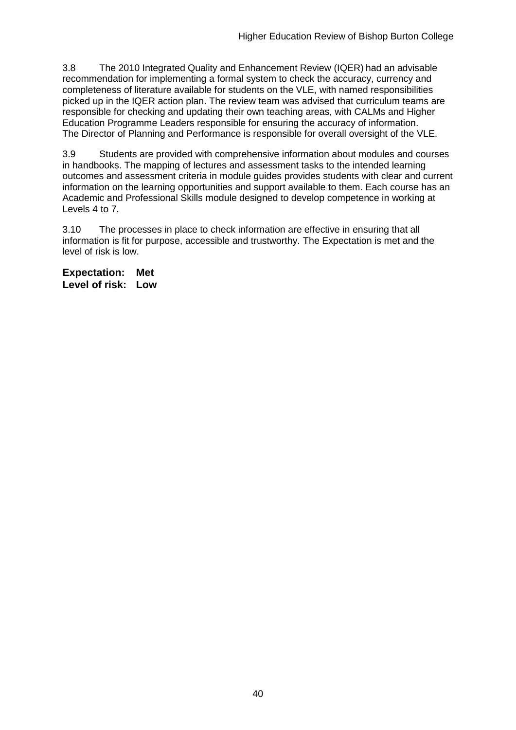3.8 The 2010 Integrated Quality and Enhancement Review (IQER) had an advisable recommendation for implementing a formal system to check the accuracy, currency and completeness of literature available for students on the VLE, with named responsibilities picked up in the IQER action plan. The review team was advised that curriculum teams are responsible for checking and updating their own teaching areas, with CALMs and Higher Education Programme Leaders responsible for ensuring the accuracy of information. The Director of Planning and Performance is responsible for overall oversight of the VLE.

3.9 Students are provided with comprehensive information about modules and courses in handbooks. The mapping of lectures and assessment tasks to the intended learning outcomes and assessment criteria in module guides provides students with clear and current information on the learning opportunities and support available to them. Each course has an Academic and Professional Skills module designed to develop competence in working at Levels 4 to 7.

3.10 The processes in place to check information are effective in ensuring that all information is fit for purpose, accessible and trustworthy. The Expectation is met and the level of risk is low.

**Expectation: Met**
**Level of risk: Low**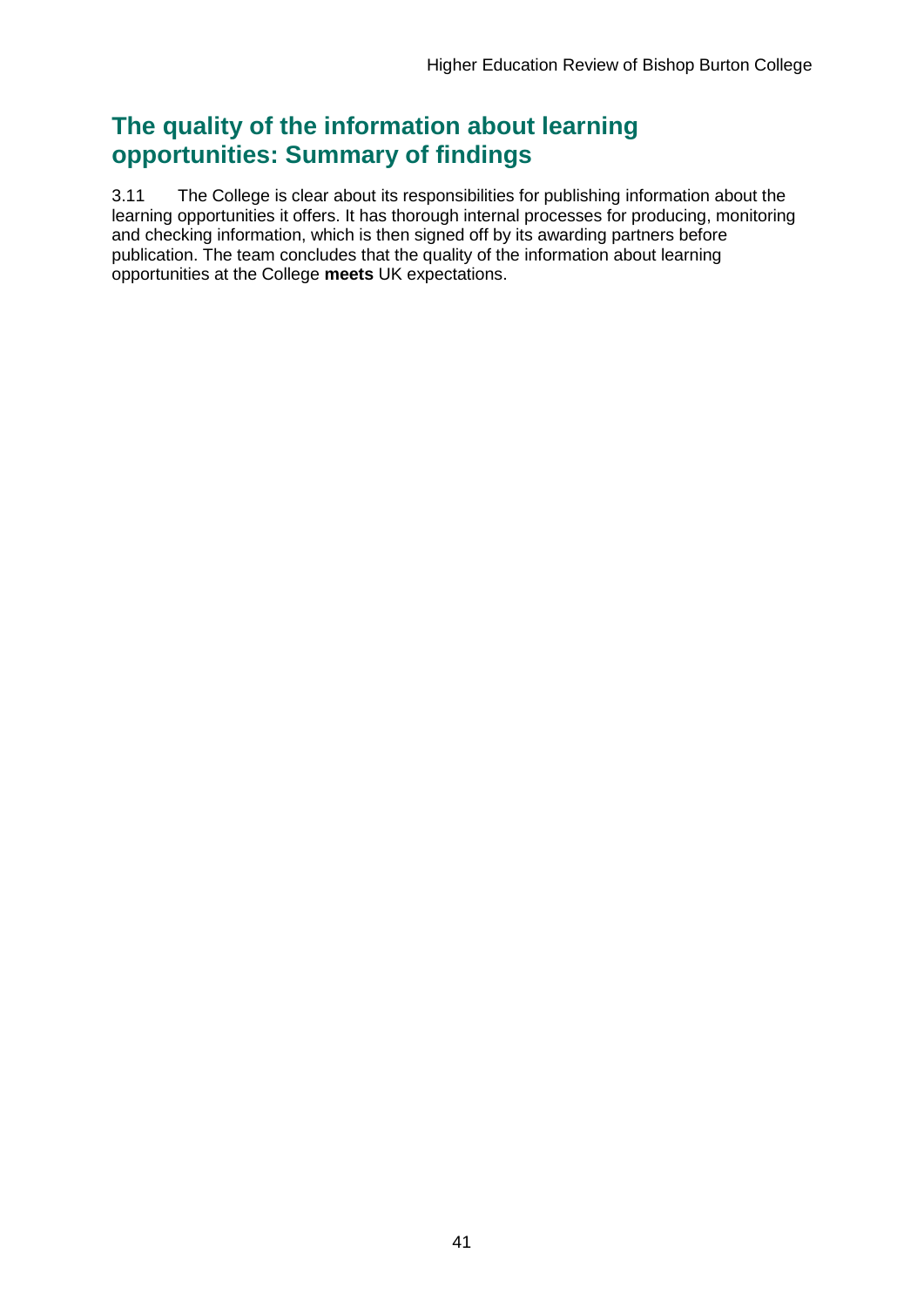## The quality of the information about learning opportunities: Summary of findings

3.11 The College is clear about its responsibilities for publishing information about the learning opportunities it offers. It has thorough internal processes for producing, monitoring and checking information, which is then signed off by its awarding partners before publication. The team concludes that the quality of the information about learning opportunities at the College **meets** UK expectations.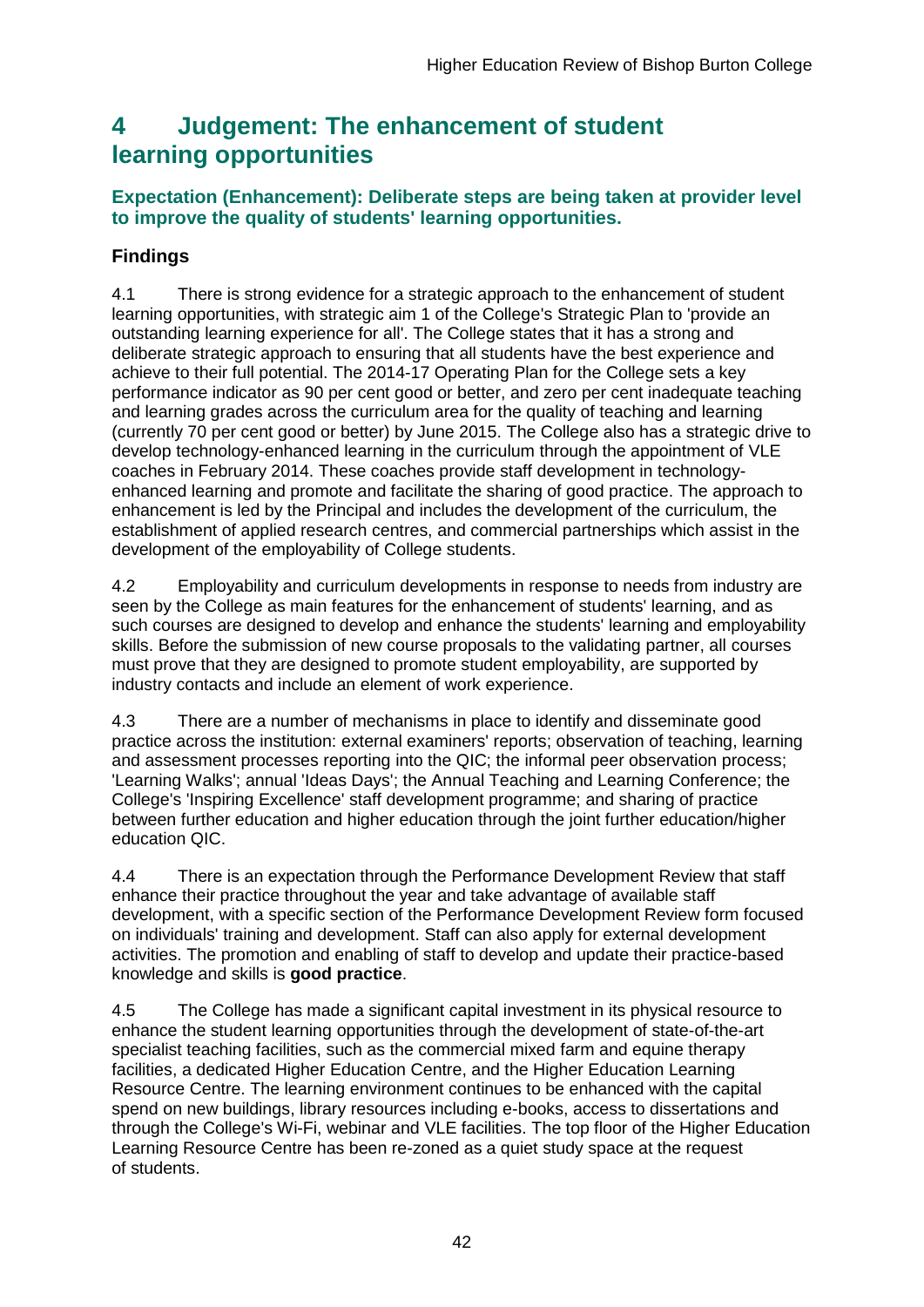# 4 Judgement: The enhancement of student learning opportunities

### Expectation (Enhancement): Deliberate steps are being taken at provider level to improve the quality of students' learning opportunities.

## Findings

4.1 There is strong evidence for a strategic approach to the enhancement of student learning opportunities, with strategic aim 1 of the College's Strategic Plan to 'provide an outstanding learning experience for all'. The College states that it has a strong and deliberate strategic approach to ensuring that all students have the best experience and achieve to their full potential. The 2014-17 Operating Plan for the College sets a key performance indicator as 90 per cent good or better, and zero per cent inadequate teaching and learning grades across the curriculum area for the quality of teaching and learning (currently 70 per cent good or better) by June 2015. The College also has a strategic drive to develop technology-enhanced learning in the curriculum through the appointment of VLE coaches in February 2014. These coaches provide staff development in technology-enhanced learning and promote and facilitate the sharing of good practice. The approach to enhancement is led by the Principal and includes the development of the curriculum, the establishment of applied research centres, and commercial partnerships which assist in the development of the employability of College students.

4.2 Employability and curriculum developments in response to needs from industry are seen by the College as main features for the enhancement of students' learning, and as such courses are designed to develop and enhance the students' learning and employability skills. Before the submission of new course proposals to the validating partner, all courses must prove that they are designed to promote student employability, are supported by industry contacts and include an element of work experience.

4.3 There are a number of mechanisms in place to identify and disseminate good practice across the institution: external examiners' reports; observation of teaching, learning and assessment processes reporting into the QIC; the informal peer observation process; 'Learning Walks'; annual 'Ideas Days'; the Annual Teaching and Learning Conference; the College's 'Inspiring Excellence' staff development programme; and sharing of practice between further education and higher education through the joint further education/higher education QIC.

4.4 There is an expectation through the Performance Development Review that staff enhance their practice throughout the year and take advantage of available staff development, with a specific section of the Performance Development Review form focused on individuals' training and development. Staff can also apply for external development activities. The promotion and enabling of staff to develop and update their practice-based knowledge and skills is **good practice**.

4.5 The College has made a significant capital investment in its physical resource to enhance the student learning opportunities through the development of state-of-the-art specialist teaching facilities, such as the commercial mixed farm and equine therapy facilities, a dedicated Higher Education Centre, and the Higher Education Learning Resource Centre. The learning environment continues to be enhanced with the capital spend on new buildings, library resources including e-books, access to dissertations and through the College's Wi-Fi, webinar and VLE facilities. The top floor of the Higher Education Learning Resource Centre has been re-zoned as a quiet study space at the request of students.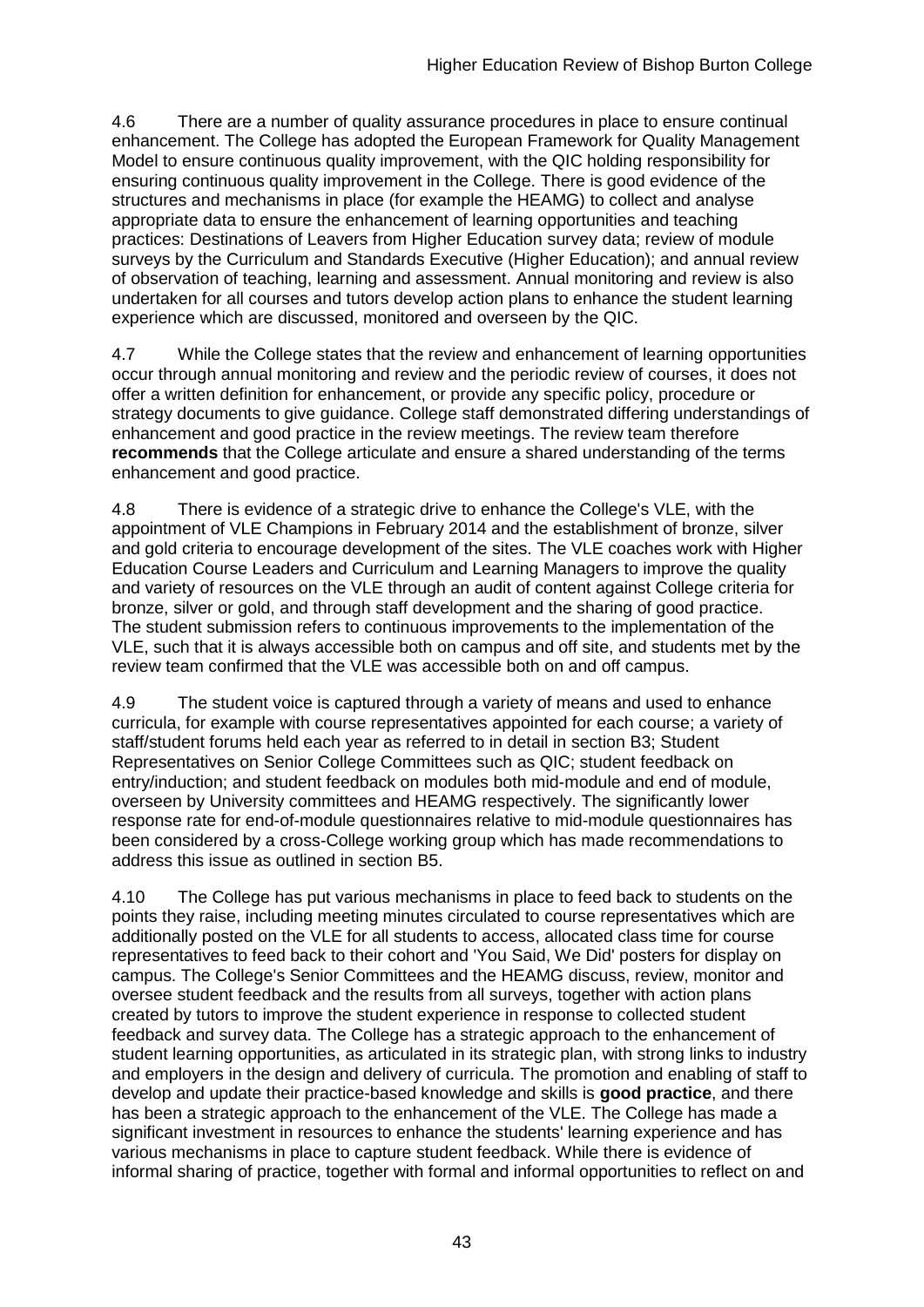4.6 There are a number of quality assurance procedures in place to ensure continual enhancement. The College has adopted the European Framework for Quality Management Model to ensure continuous quality improvement, with the QIC holding responsibility for ensuring continuous quality improvement in the College. There is good evidence of the structures and mechanisms in place (for example the HEAMG) to collect and analyse appropriate data to ensure the enhancement of learning opportunities and teaching practices: Destinations of Leavers from Higher Education survey data; review of module surveys by the Curriculum and Standards Executive (Higher Education); and annual review of observation of teaching, learning and assessment. Annual monitoring and review is also undertaken for all courses and tutors develop action plans to enhance the student learning experience which are discussed, monitored and overseen by the QIC.

4.7 While the College states that the review and enhancement of learning opportunities occur through annual monitoring and review and the periodic review of courses, it does not offer a written definition for enhancement, or provide any specific policy, procedure or strategy documents to give guidance. College staff demonstrated differing understandings of enhancement and good practice in the review meetings. The review team therefore **recommends** that the College articulate and ensure a shared understanding of the terms enhancement and good practice.

4.8 There is evidence of a strategic drive to enhance the College's VLE, with the appointment of VLE Champions in February 2014 and the establishment of bronze, silver and gold criteria to encourage development of the sites. The VLE coaches work with Higher Education Course Leaders and Curriculum and Learning Managers to improve the quality and variety of resources on the VLE through an audit of content against College criteria for bronze, silver or gold, and through staff development and the sharing of good practice. The student submission refers to continuous improvements to the implementation of the VLE, such that it is always accessible both on campus and off site, and students met by the review team confirmed that the VLE was accessible both on and off campus.

4.9 The student voice is captured through a variety of means and used to enhance curricula, for example with course representatives appointed for each course; a variety of staff/student forums held each year as referred to in detail in section B3; Student Representatives on Senior College Committees such as QIC; student feedback on entry/induction; and student feedback on modules both mid-module and end of module, overseen by University committees and HEAMG respectively. The significantly lower response rate for end-of-module questionnaires relative to mid-module questionnaires has been considered by a cross-College working group which has made recommendations to address this issue as outlined in section B5.

4.10 The College has put various mechanisms in place to feed back to students on the points they raise, including meeting minutes circulated to course representatives which are additionally posted on the VLE for all students to access, allocated class time for course representatives to feed back to their cohort and 'You Said, We Did' posters for display on campus. The College's Senior Committees and the HEAMG discuss, review, monitor and oversee student feedback and the results from all surveys, together with action plans created by tutors to improve the student experience in response to collected student feedback and survey data. The College has a strategic approach to the enhancement of student learning opportunities, as articulated in its strategic plan, with strong links to industry and employers in the design and delivery of curricula. The promotion and enabling of staff to develop and update their practice-based knowledge and skills is **good practice**, and there has been a strategic approach to the enhancement of the VLE. The College has made a significant investment in resources to enhance the students' learning experience and has various mechanisms in place to capture student feedback. While there is evidence of informal sharing of practice, together with formal and informal opportunities to reflect on and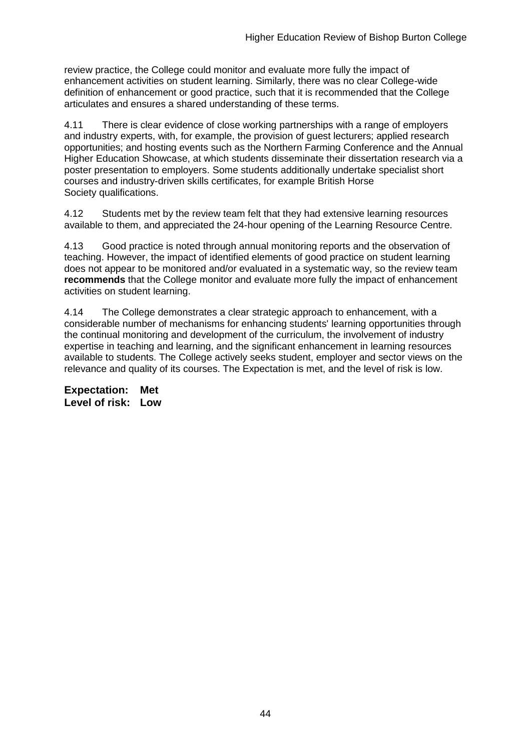review practice, the College could monitor and evaluate more fully the impact of enhancement activities on student learning. Similarly, there was no clear College-wide definition of enhancement or good practice, such that it is recommended that the College articulates and ensures a shared understanding of these terms.

4.11 There is clear evidence of close working partnerships with a range of employers and industry experts, with, for example, the provision of guest lecturers; applied research opportunities; and hosting events such as the Northern Farming Conference and the Annual Higher Education Showcase, at which students disseminate their dissertation research via a poster presentation to employers. Some students additionally undertake specialist short courses and industry-driven skills certificates, for example British Horse Society qualifications.

4.12 Students met by the review team felt that they had extensive learning resources available to them, and appreciated the 24-hour opening of the Learning Resource Centre.

4.13 Good practice is noted through annual monitoring reports and the observation of teaching. However, the impact of identified elements of good practice on student learning does not appear to be monitored and/or evaluated in a systematic way, so the review team **recommends** that the College monitor and evaluate more fully the impact of enhancement activities on student learning.

4.14 The College demonstrates a clear strategic approach to enhancement, with a considerable number of mechanisms for enhancing students' learning opportunities through the continual monitoring and development of the curriculum, the involvement of industry expertise in teaching and learning, and the significant enhancement in learning resources available to students. The College actively seeks student, employer and sector views on the relevance and quality of its courses. The Expectation is met, and the level of risk is low.

**Expectation: Met**
**Level of risk: Low**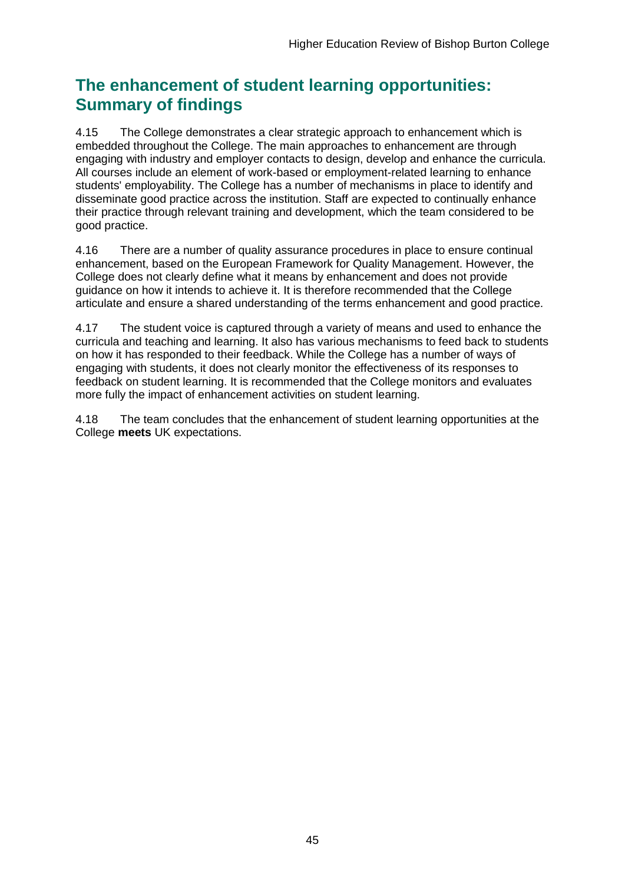## The enhancement of student learning opportunities: Summary of findings

4.15 The College demonstrates a clear strategic approach to enhancement which is embedded throughout the College. The main approaches to enhancement are through engaging with industry and employer contacts to design, develop and enhance the curricula. All courses include an element of work-based or employment-related learning to enhance students' employability. The College has a number of mechanisms in place to identify and disseminate good practice across the institution. Staff are expected to continually enhance their practice through relevant training and development, which the team considered to be good practice.

4.16 There are a number of quality assurance procedures in place to ensure continual enhancement, based on the European Framework for Quality Management. However, the College does not clearly define what it means by enhancement and does not provide guidance on how it intends to achieve it. It is therefore recommended that the College articulate and ensure a shared understanding of the terms enhancement and good practice.

4.17 The student voice is captured through a variety of means and used to enhance the curricula and teaching and learning. It also has various mechanisms to feed back to students on how it has responded to their feedback. While the College has a number of ways of engaging with students, it does not clearly monitor the effectiveness of its responses to feedback on student learning. It is recommended that the College monitors and evaluates more fully the impact of enhancement activities on student learning.

4.18 The team concludes that the enhancement of student learning opportunities at the College **meets** UK expectations.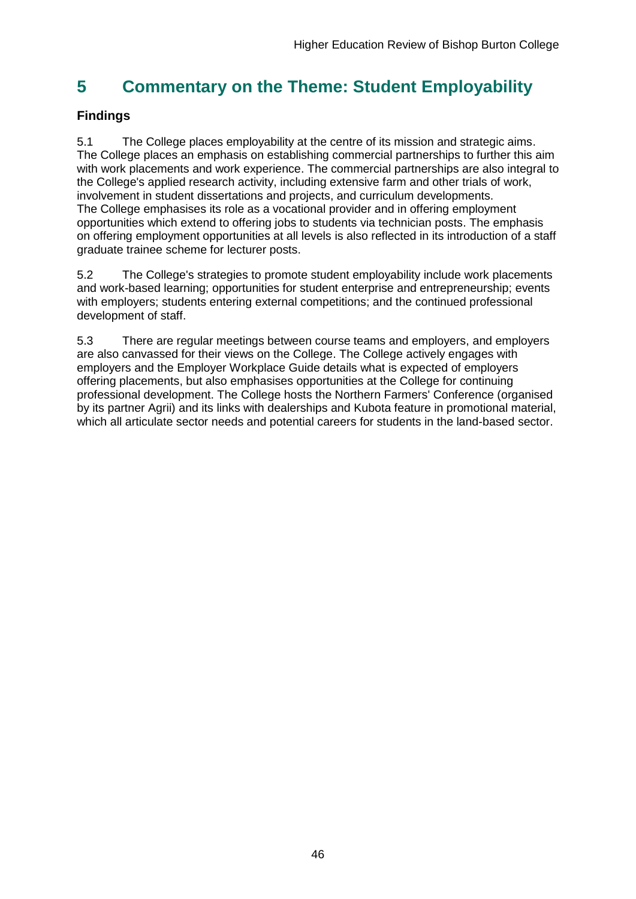# 5 Commentary on the Theme: Student Employability

## Findings

5.1 The College places employability at the centre of its mission and strategic aims. The College places an emphasis on establishing commercial partnerships to further this aim with work placements and work experience. The commercial partnerships are also integral to the College's applied research activity, including extensive farm and other trials of work, involvement in student dissertations and projects, and curriculum developments. The College emphasises its role as a vocational provider and in offering employment opportunities which extend to offering jobs to students via technician posts. The emphasis on offering employment opportunities at all levels is also reflected in its introduction of a staff graduate trainee scheme for lecturer posts.

5.2 The College's strategies to promote student employability include work placements and work-based learning; opportunities for student enterprise and entrepreneurship; events with employers; students entering external competitions; and the continued professional development of staff.

5.3 There are regular meetings between course teams and employers, and employers are also canvassed for their views on the College. The College actively engages with employers and the Employer Workplace Guide details what is expected of employers offering placements, but also emphasises opportunities at the College for continuing professional development. The College hosts the Northern Farmers' Conference (organised by its partner Agrii) and its links with dealerships and Kubota feature in promotional material, which all articulate sector needs and potential careers for students in the land-based sector.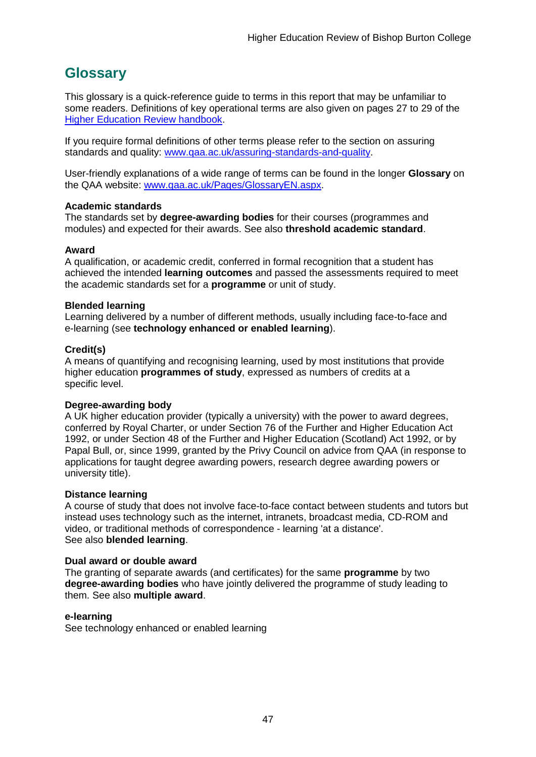## Glossary

This glossary is a quick-reference guide to terms in this report that may be unfamiliar to some readers. Definitions of key operational terms are also given on pages 27 to 29 of the [Higher Education Review handbook](Higher Education Review handbook).

If you require formal definitions of other terms please refer to the section on assuring standards and quality: [www.qaa.ac.uk/assuring-standards-and-quality](www.qaa.ac.uk/assuring-standards-and-quality).

User-friendly explanations of a wide range of terms can be found in the longer **Glossary** on the QAA website: [www.qaa.ac.uk/Pages/GlossaryEN.aspx](www.qaa.ac.uk/Pages/GlossaryEN.aspx).

**Academic standards**
The standards set by **degree-awarding bodies** for their courses (programmes and modules) and expected for their awards. See also **threshold academic standard**.

**Award**
A qualification, or academic credit, conferred in formal recognition that a student has achieved the intended **learning outcomes** and passed the assessments required to meet the academic standards set for a **programme** or unit of study.

**Blended learning**
Learning delivered by a number of different methods, usually including face-to-face and e-learning (see **technology enhanced or enabled learning**).

**Credit(s)**
A means of quantifying and recognising learning, used by most institutions that provide higher education **programmes of study**, expressed as numbers of credits at a specific level.

**Degree-awarding body**
A UK higher education provider (typically a university) with the power to award degrees, conferred by Royal Charter, or under Section 76 of the Further and Higher Education Act 1992, or under Section 48 of the Further and Higher Education (Scotland) Act 1992, or by Papal Bull, or, since 1999, granted by the Privy Council on advice from QAA (in response to applications for taught degree awarding powers, research degree awarding powers or university title).

**Distance learning**
A course of study that does not involve face-to-face contact between students and tutors but instead uses technology such as the internet, intranets, broadcast media, CD-ROM and video, or traditional methods of correspondence - learning 'at a distance'.
See also **blended learning**.

**Dual award or double award**
The granting of separate awards (and certificates) for the same **programme** by two **degree-awarding bodies** who have jointly delivered the programme of study leading to them. See also **multiple award**.

**e-learning**
See technology enhanced or enabled learning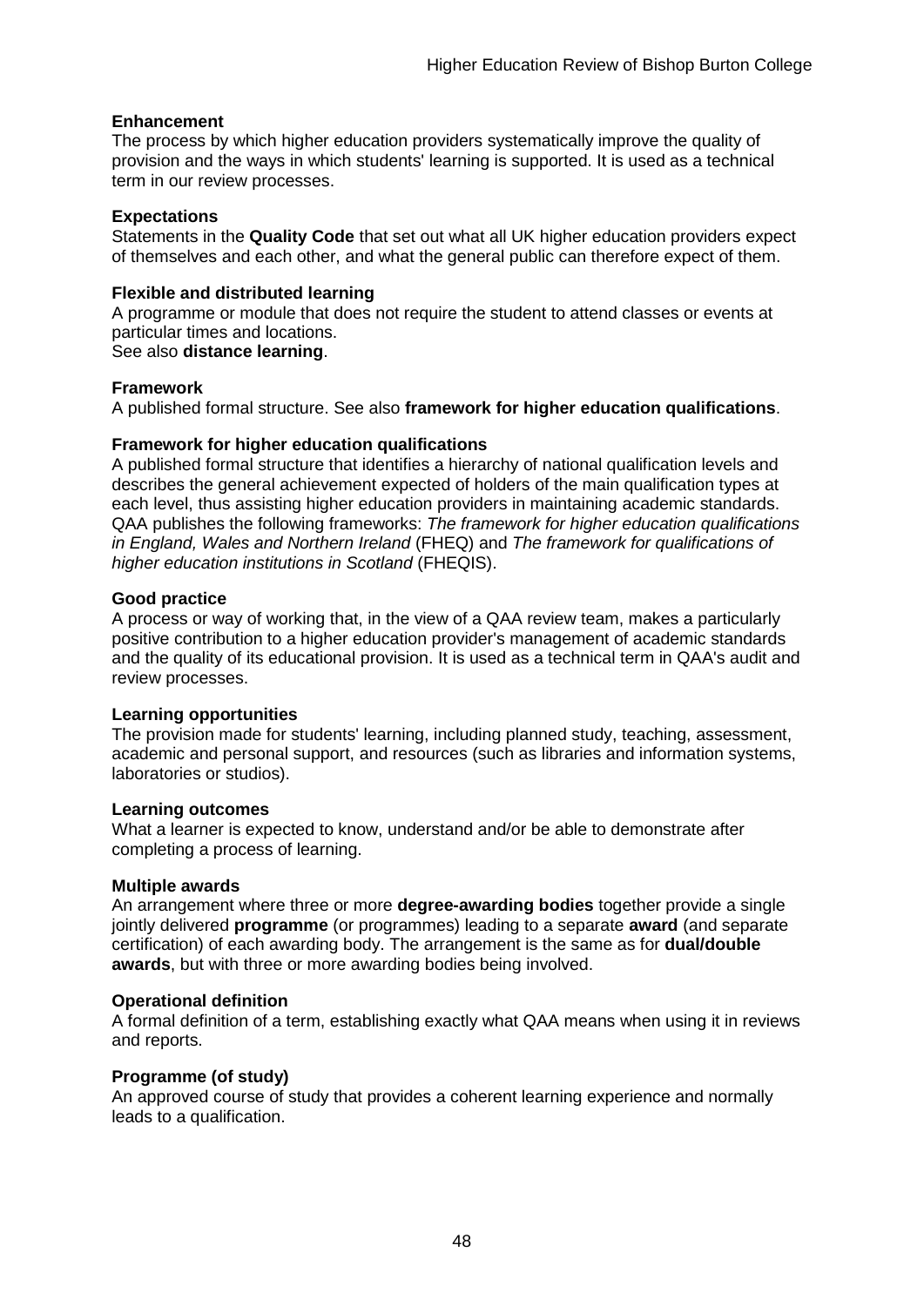**Enhancement**
The process by which higher education providers systematically improve the quality of provision and the ways in which students' learning is supported. It is used as a technical term in our review processes.

**Expectations**
Statements in the **Quality Code** that set out what all UK higher education providers expect of themselves and each other, and what the general public can therefore expect of them.

**Flexible and distributed learning**
A programme or module that does not require the student to attend classes or events at particular times and locations.
See also **distance learning**.

**Framework**
A published formal structure. See also **framework for higher education qualifications**.

**Framework for higher education qualifications**
A published formal structure that identifies a hierarchy of national qualification levels and describes the general achievement expected of holders of the main qualification types at each level, thus assisting higher education providers in maintaining academic standards. QAA publishes the following frameworks: *The framework for higher education qualifications in England, Wales and Northern Ireland* (FHEQ) and *The framework for qualifications of higher education institutions in Scotland* (FHEQIS).

**Good practice**
A process or way of working that, in the view of a QAA review team, makes a particularly positive contribution to a higher education provider's management of academic standards and the quality of its educational provision. It is used as a technical term in QAA's audit and review processes.

**Learning opportunities**
The provision made for students' learning, including planned study, teaching, assessment, academic and personal support, and resources (such as libraries and information systems, laboratories or studios).

**Learning outcomes**
What a learner is expected to know, understand and/or be able to demonstrate after completing a process of learning.

**Multiple awards**
An arrangement where three or more **degree-awarding bodies** together provide a single jointly delivered **programme** (or programmes) leading to a separate **award** (and separate certification) of each awarding body. The arrangement is the same as for **dual/double awards**, but with three or more awarding bodies being involved.

**Operational definition**
A formal definition of a term, establishing exactly what QAA means when using it in reviews and reports.

**Programme (of study)**
An approved course of study that provides a coherent learning experience and normally leads to a qualification.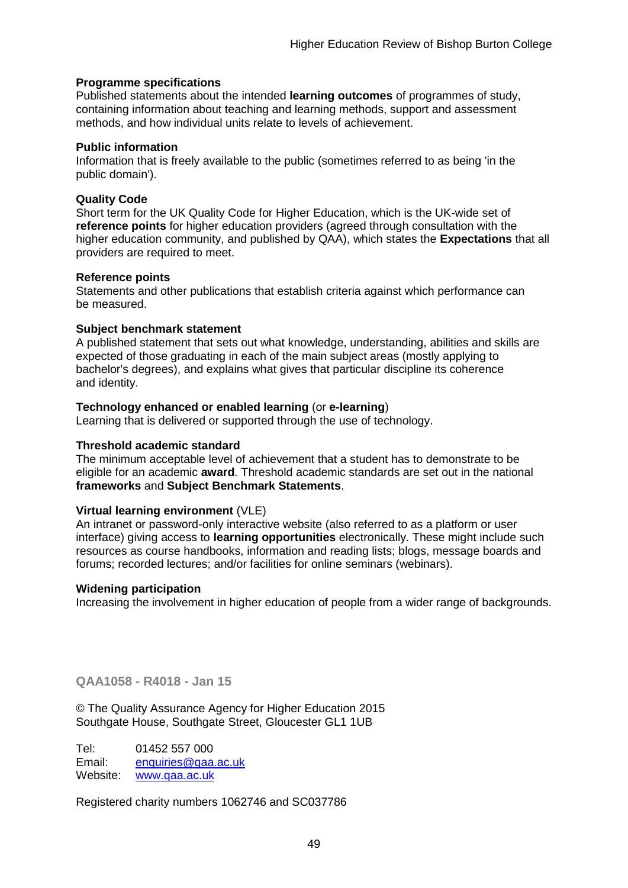**Programme specifications**
Published statements about the intended **learning outcomes** of programmes of study, containing information about teaching and learning methods, support and assessment methods, and how individual units relate to levels of achievement.

**Public information**
Information that is freely available to the public (sometimes referred to as being 'in the public domain').

**Quality Code**
Short term for the UK Quality Code for Higher Education, which is the UK-wide set of **reference points** for higher education providers (agreed through consultation with the higher education community, and published by QAA), which states the **Expectations** that all providers are required to meet.

**Reference points**
Statements and other publications that establish criteria against which performance can be measured.

**Subject benchmark statement**
A published statement that sets out what knowledge, understanding, abilities and skills are expected of those graduating in each of the main subject areas (mostly applying to bachelor's degrees), and explains what gives that particular discipline its coherence and identity.

**Technology enhanced or enabled learning** (or **e-learning**)
Learning that is delivered or supported through the use of technology.

**Threshold academic standard**
The minimum acceptable level of achievement that a student has to demonstrate to be eligible for an academic **award**. Threshold academic standards are set out in the national **frameworks** and **Subject Benchmark Statements**.

**Virtual learning environment** (VLE)
An intranet or password-only interactive website (also referred to as a platform or user interface) giving access to **learning opportunities** electronically. These might include such resources as course handbooks, information and reading lists; blogs, message boards and forums; recorded lectures; and/or facilities for online seminars (webinars).

**Widening participation**
Increasing the involvement in higher education of people from a wider range of backgrounds.

**QAA1058 - R4018 - Jan 15**

© The Quality Assurance Agency for Higher Education 2015
Southgate House, Southgate Street, Gloucester GL1 1UB

Tel: 01452 557 000
Email: enquiries@qaa.ac.uk
Website: www.qaa.ac.uk

Registered charity numbers 1062746 and SC037786